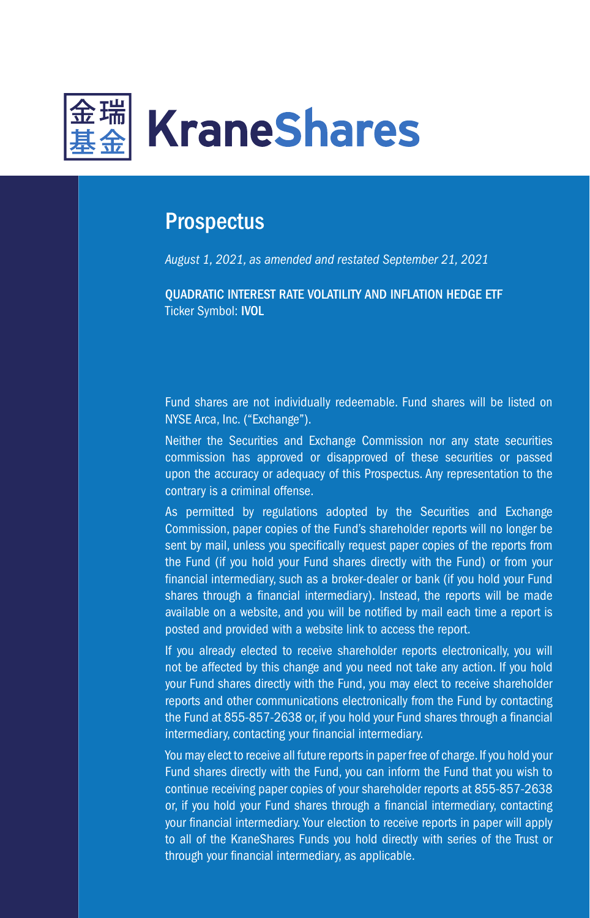金瑞基金 KraneShares

# Prospectus

*August 1, 2021, as amended and restated September 21, 2021*

**QUADRATIC INTEREST RATE VOLATILITY AND INFLATION HEDGE ETF**
Ticker Symbol: **IVOL**

Fund shares are not individually redeemable. Fund shares will be listed on NYSE Arca, Inc. ("Exchange").

Neither the Securities and Exchange Commission nor any state securities commission has approved or disapproved of these securities or passed upon the accuracy or adequacy of this Prospectus. Any representation to the contrary is a criminal offense.

As permitted by regulations adopted by the Securities and Exchange Commission, paper copies of the Fund's shareholder reports will no longer be sent by mail, unless you specifically request paper copies of the reports from the Fund (if you hold your Fund shares directly with the Fund) or from your financial intermediary, such as a broker-dealer or bank (if you hold your Fund shares through a financial intermediary). Instead, the reports will be made available on a website, and you will be notified by mail each time a report is posted and provided with a website link to access the report.

If you already elected to receive shareholder reports electronically, you will not be affected by this change and you need not take any action. If you hold your Fund shares directly with the Fund, you may elect to receive shareholder reports and other communications electronically from the Fund by contacting the Fund at 855-857-2638 or, if you hold your Fund shares through a financial intermediary, contacting your financial intermediary.

You may elect to receive all future reports in paper free of charge. If you hold your Fund shares directly with the Fund, you can inform the Fund that you wish to continue receiving paper copies of your shareholder reports at 855-857-2638 or, if you hold your Fund shares through a financial intermediary, contacting your financial intermediary. Your election to receive reports in paper will apply to all of the KraneShares Funds you hold directly with series of the Trust or through your financial intermediary, as applicable.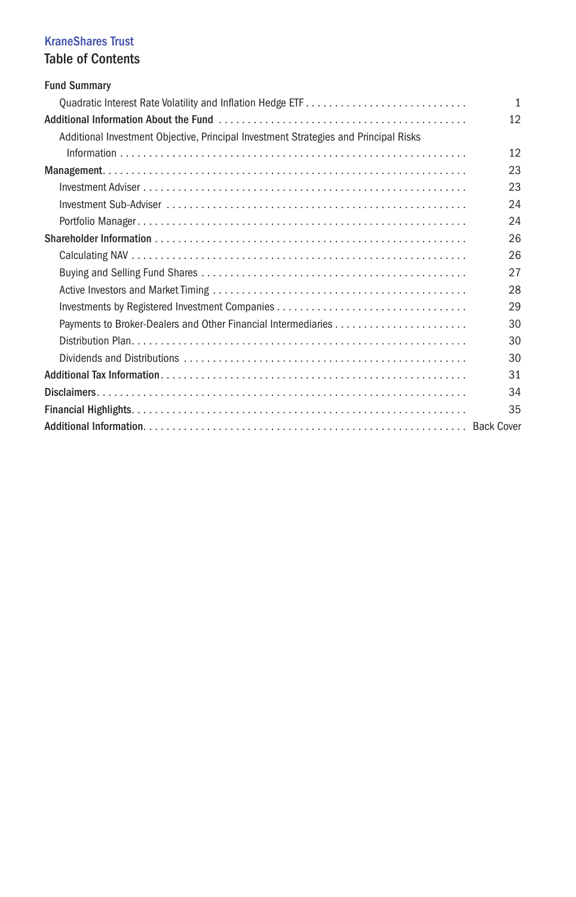**KraneShares Trust**

# Table of Contents

| | |
|---|---|
| **Fund Summary** | |
| Quadratic Interest Rate Volatility and Inflation Hedge ETF | 1 |
| **Additional Information About the Fund** | 12 |
| Additional Investment Objective, Principal Investment Strategies and Principal Risks Information | 12 |
| **Management** | 23 |
| Investment Adviser | 23 |
| Investment Sub-Adviser | 24 |
| Portfolio Manager | 24 |
| **Shareholder Information** | 26 |
| Calculating NAV | 26 |
| Buying and Selling Fund Shares | 27 |
| Active Investors and Market Timing | 28 |
| Investments by Registered Investment Companies | 29 |
| Payments to Broker-Dealers and Other Financial Intermediaries | 30 |
| Distribution Plan | 30 |
| Dividends and Distributions | 30 |
| **Additional Tax Information** | 31 |
| **Disclaimers** | 34 |
| **Financial Highlights** | 35 |
| **Additional Information** | Back Cover |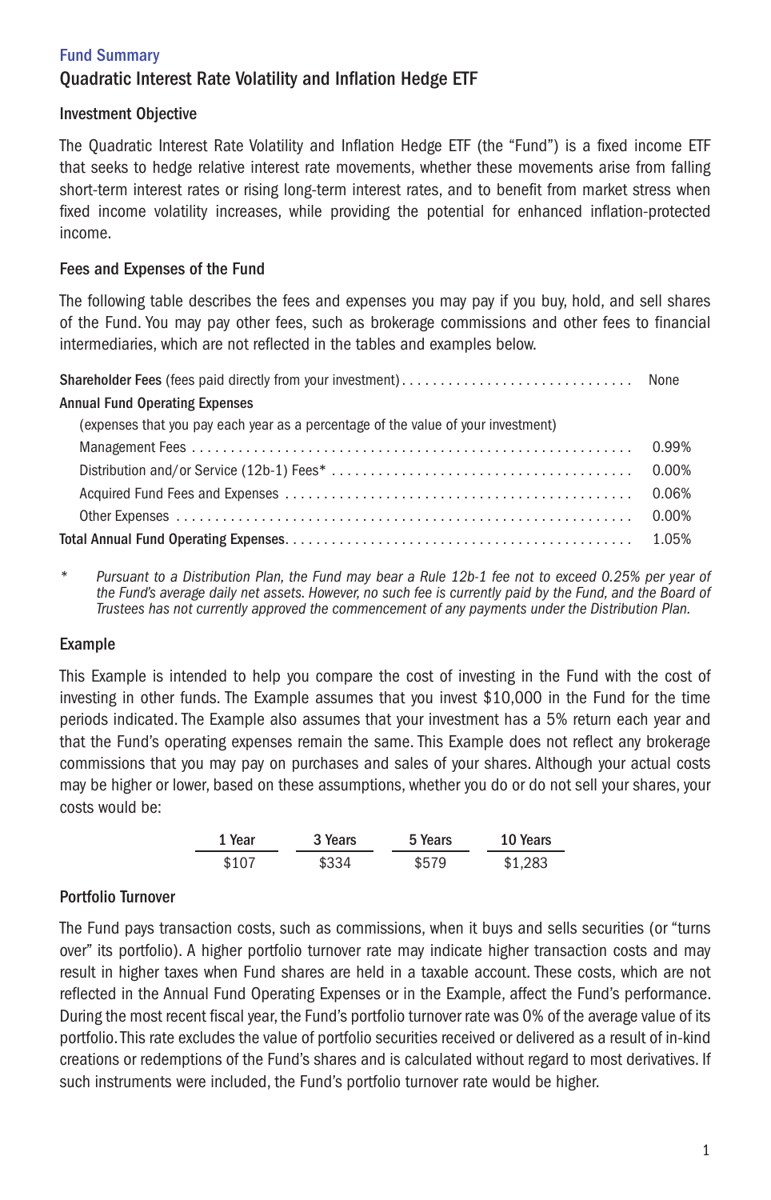## Fund Summary

# Quadratic Interest Rate Volatility and Inflation Hedge ETF

### Investment Objective

The Quadratic Interest Rate Volatility and Inflation Hedge ETF (the "Fund") is a fixed income ETF that seeks to hedge relative interest rate movements, whether these movements arise from falling short-term interest rates or rising long-term interest rates, and to benefit from market stress when fixed income volatility increases, while providing the potential for enhanced inflation-protected income.

### Fees and Expenses of the Fund

The following table describes the fees and expenses you may pay if you buy, hold, and sell shares of the Fund. You may pay other fees, such as brokerage commissions and other fees to financial intermediaries, which are not reflected in the tables and examples below.

| | |
|---|---|
| **Shareholder Fees** (fees paid directly from your investment) | None |
| **Annual Fund Operating Expenses** | |
| (expenses that you pay each year as a percentage of the value of your investment) | |
| Management Fees | 0.99% |
| Distribution and/or Service (12b-1) Fees* | 0.00% |
| Acquired Fund Fees and Expenses | 0.06% |
| Other Expenses | 0.00% |
| **Total Annual Fund Operating Expenses** | 1.05% |

\* *Pursuant to a Distribution Plan, the Fund may bear a Rule 12b-1 fee not to exceed 0.25% per year of the Fund's average daily net assets. However, no such fee is currently paid by the Fund, and the Board of Trustees has not currently approved the commencement of any payments under the Distribution Plan.*

### Example

This Example is intended to help you compare the cost of investing in the Fund with the cost of investing in other funds. The Example assumes that you invest $10,000 in the Fund for the time periods indicated. The Example also assumes that your investment has a 5% return each year and that the Fund's operating expenses remain the same. This Example does not reflect any brokerage commissions that you may pay on purchases and sales of your shares. Although your actual costs may be higher or lower, based on these assumptions, whether you do or do not sell your shares, your costs would be:

| 1 Year | 3 Years | 5 Years | 10 Years |
|---|---|---|---|
| $107 | $334 | $579 | $1,283 |

### Portfolio Turnover

The Fund pays transaction costs, such as commissions, when it buys and sells securities (or "turns over" its portfolio). A higher portfolio turnover rate may indicate higher transaction costs and may result in higher taxes when Fund shares are held in a taxable account. These costs, which are not reflected in the Annual Fund Operating Expenses or in the Example, affect the Fund's performance. During the most recent fiscal year, the Fund's portfolio turnover rate was 0% of the average value of its portfolio. This rate excludes the value of portfolio securities received or delivered as a result of in-kind creations or redemptions of the Fund's shares and is calculated without regard to most derivatives. If such instruments were included, the Fund's portfolio turnover rate would be higher.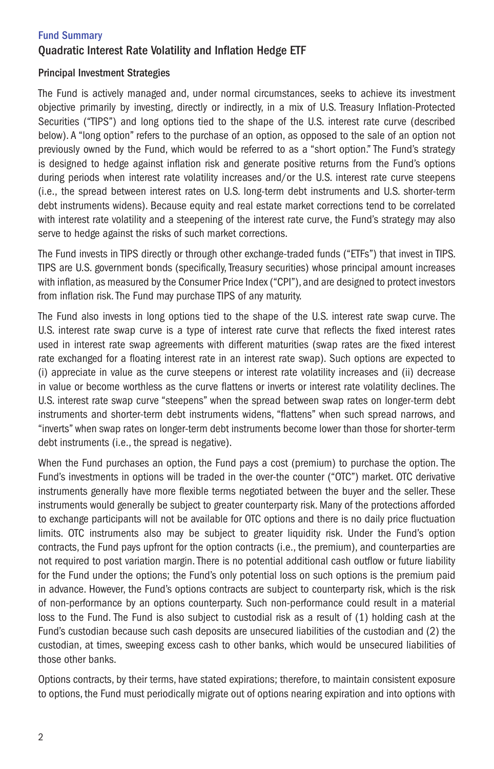Fund Summary

## Quadratic Interest Rate Volatility and Inflation Hedge ETF

### Principal Investment Strategies

The Fund is actively managed and, under normal circumstances, seeks to achieve its investment objective primarily by investing, directly or indirectly, in a mix of U.S. Treasury Inflation-Protected Securities ("TIPS") and long options tied to the shape of the U.S. interest rate curve (described below). A "long option" refers to the purchase of an option, as opposed to the sale of an option not previously owned by the Fund, which would be referred to as a "short option." The Fund's strategy is designed to hedge against inflation risk and generate positive returns from the Fund's options during periods when interest rate volatility increases and/or the U.S. interest rate curve steepens (i.e., the spread between interest rates on U.S. long-term debt instruments and U.S. shorter-term debt instruments widens). Because equity and real estate market corrections tend to be correlated with interest rate volatility and a steepening of the interest rate curve, the Fund's strategy may also serve to hedge against the risks of such market corrections.

The Fund invests in TIPS directly or through other exchange-traded funds ("ETFs") that invest in TIPS. TIPS are U.S. government bonds (specifically, Treasury securities) whose principal amount increases with inflation, as measured by the Consumer Price Index ("CPI"), and are designed to protect investors from inflation risk. The Fund may purchase TIPS of any maturity.

The Fund also invests in long options tied to the shape of the U.S. interest rate swap curve. The U.S. interest rate swap curve is a type of interest rate curve that reflects the fixed interest rates used in interest rate swap agreements with different maturities (swap rates are the fixed interest rate exchanged for a floating interest rate in an interest rate swap). Such options are expected to (i) appreciate in value as the curve steepens or interest rate volatility increases and (ii) decrease in value or become worthless as the curve flattens or inverts or interest rate volatility declines. The U.S. interest rate swap curve "steepens" when the spread between swap rates on longer-term debt instruments and shorter-term debt instruments widens, "flattens" when such spread narrows, and "inverts" when swap rates on longer-term debt instruments become lower than those for shorter-term debt instruments (i.e., the spread is negative).

When the Fund purchases an option, the Fund pays a cost (premium) to purchase the option. The Fund's investments in options will be traded in the over-the counter ("OTC") market. OTC derivative instruments generally have more flexible terms negotiated between the buyer and the seller. These instruments would generally be subject to greater counterparty risk. Many of the protections afforded to exchange participants will not be available for OTC options and there is no daily price fluctuation limits. OTC instruments also may be subject to greater liquidity risk. Under the Fund's option contracts, the Fund pays upfront for the option contracts (i.e., the premium), and counterparties are not required to post variation margin. There is no potential additional cash outflow or future liability for the Fund under the options; the Fund's only potential loss on such options is the premium paid in advance. However, the Fund's options contracts are subject to counterparty risk, which is the risk of non-performance by an options counterparty. Such non-performance could result in a material loss to the Fund. The Fund is also subject to custodial risk as a result of (1) holding cash at the Fund's custodian because such cash deposits are unsecured liabilities of the custodian and (2) the custodian, at times, sweeping excess cash to other banks, which would be unsecured liabilities of those other banks.

Options contracts, by their terms, have stated expirations; therefore, to maintain consistent exposure to options, the Fund must periodically migrate out of options nearing expiration and into options with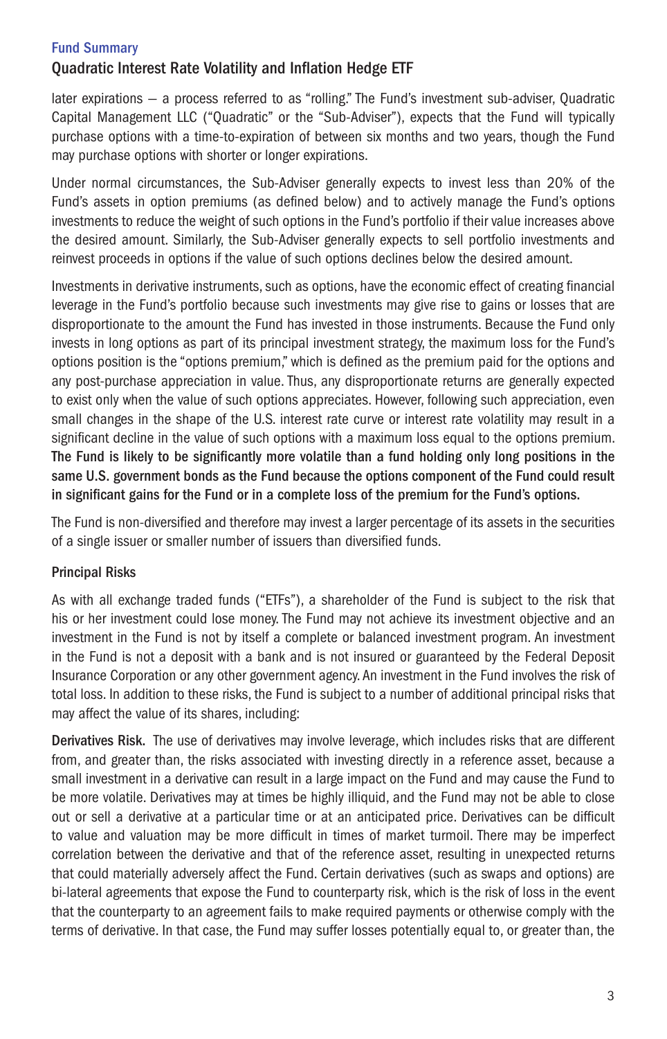later expirations — a process referred to as "rolling." The Fund's investment sub-adviser, Quadratic Capital Management LLC ("Quadratic" or the "Sub-Adviser"), expects that the Fund will typically purchase options with a time-to-expiration of between six months and two years, though the Fund may purchase options with shorter or longer expirations.

Under normal circumstances, the Sub-Adviser generally expects to invest less than 20% of the Fund's assets in option premiums (as defined below) and to actively manage the Fund's options investments to reduce the weight of such options in the Fund's portfolio if their value increases above the desired amount. Similarly, the Sub-Adviser generally expects to sell portfolio investments and reinvest proceeds in options if the value of such options declines below the desired amount.

Investments in derivative instruments, such as options, have the economic effect of creating financial leverage in the Fund's portfolio because such investments may give rise to gains or losses that are disproportionate to the amount the Fund has invested in those instruments. Because the Fund only invests in long options as part of its principal investment strategy, the maximum loss for the Fund's options position is the "options premium," which is defined as the premium paid for the options and any post-purchase appreciation in value. Thus, any disproportionate returns are generally expected to exist only when the value of such options appreciates. However, following such appreciation, even small changes in the shape of the U.S. interest rate curve or interest rate volatility may result in a significant decline in the value of such options with a maximum loss equal to the options premium. **The Fund is likely to be significantly more volatile than a fund holding only long positions in the same U.S. government bonds as the Fund because the options component of the Fund could result in significant gains for the Fund or in a complete loss of the premium for the Fund's options.**

The Fund is non-diversified and therefore may invest a larger percentage of its assets in the securities of a single issuer or smaller number of issuers than diversified funds.

### Principal Risks

As with all exchange traded funds ("ETFs"), a shareholder of the Fund is subject to the risk that his or her investment could lose money. The Fund may not achieve its investment objective and an investment in the Fund is not by itself a complete or balanced investment program. An investment in the Fund is not a deposit with a bank and is not insured or guaranteed by the Federal Deposit Insurance Corporation or any other government agency. An investment in the Fund involves the risk of total loss. In addition to these risks, the Fund is subject to a number of additional principal risks that may affect the value of its shares, including:

**Derivatives Risk.** The use of derivatives may involve leverage, which includes risks that are different from, and greater than, the risks associated with investing directly in a reference asset, because a small investment in a derivative can result in a large impact on the Fund and may cause the Fund to be more volatile. Derivatives may at times be highly illiquid, and the Fund may not be able to close out or sell a derivative at a particular time or at an anticipated price. Derivatives can be difficult to value and valuation may be more difficult in times of market turmoil. There may be imperfect correlation between the derivative and that of the reference asset, resulting in unexpected returns that could materially adversely affect the Fund. Certain derivatives (such as swaps and options) are bi-lateral agreements that expose the Fund to counterparty risk, which is the risk of loss in the event that the counterparty to an agreement fails to make required payments or otherwise comply with the terms of derivative. In that case, the Fund may suffer losses potentially equal to, or greater than, the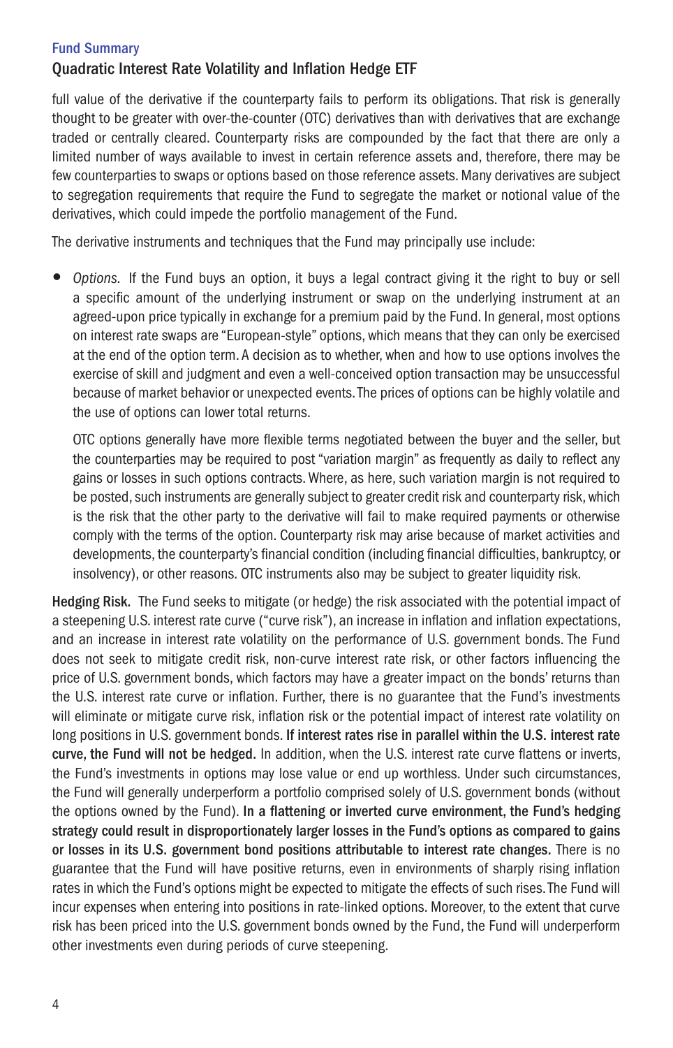full value of the derivative if the counterparty fails to perform its obligations. That risk is generally thought to be greater with over-the-counter (OTC) derivatives than with derivatives that are exchange traded or centrally cleared. Counterparty risks are compounded by the fact that there are only a limited number of ways available to invest in certain reference assets and, therefore, there may be few counterparties to swaps or options based on those reference assets. Many derivatives are subject to segregation requirements that require the Fund to segregate the market or notional value of the derivatives, which could impede the portfolio management of the Fund.

The derivative instruments and techniques that the Fund may principally use include:

- *Options.* If the Fund buys an option, it buys a legal contract giving it the right to buy or sell a specific amount of the underlying instrument or swap on the underlying instrument at an agreed-upon price typically in exchange for a premium paid by the Fund. In general, most options on interest rate swaps are "European-style" options, which means that they can only be exercised at the end of the option term. A decision as to whether, when and how to use options involves the exercise of skill and judgment and even a well-conceived option transaction may be unsuccessful because of market behavior or unexpected events. The prices of options can be highly volatile and the use of options can lower total returns.

  OTC options generally have more flexible terms negotiated between the buyer and the seller, but the counterparties may be required to post "variation margin" as frequently as daily to reflect any gains or losses in such options contracts. Where, as here, such variation margin is not required to be posted, such instruments are generally subject to greater credit risk and counterparty risk, which is the risk that the other party to the derivative will fail to make required payments or otherwise comply with the terms of the option. Counterparty risk may arise because of market activities and developments, the counterparty's financial condition (including financial difficulties, bankruptcy, or insolvency), or other reasons. OTC instruments also may be subject to greater liquidity risk.

**Hedging Risk.** The Fund seeks to mitigate (or hedge) the risk associated with the potential impact of a steepening U.S. interest rate curve ("curve risk"), an increase in inflation and inflation expectations, and an increase in interest rate volatility on the performance of U.S. government bonds. The Fund does not seek to mitigate credit risk, non-curve interest rate risk, or other factors influencing the price of U.S. government bonds, which factors may have a greater impact on the bonds' returns than the U.S. interest rate curve or inflation. Further, there is no guarantee that the Fund's investments will eliminate or mitigate curve risk, inflation risk or the potential impact of interest rate volatility on long positions in U.S. government bonds. **If interest rates rise in parallel within the U.S. interest rate curve, the Fund will not be hedged.** In addition, when the U.S. interest rate curve flattens or inverts, the Fund's investments in options may lose value or end up worthless. Under such circumstances, the Fund will generally underperform a portfolio comprised solely of U.S. government bonds (without the options owned by the Fund). **In a flattening or inverted curve environment, the Fund's hedging strategy could result in disproportionately larger losses in the Fund's options as compared to gains or losses in its U.S. government bond positions attributable to interest rate changes.** There is no guarantee that the Fund will have positive returns, even in environments of sharply rising inflation rates in which the Fund's options might be expected to mitigate the effects of such rises. The Fund will incur expenses when entering into positions in rate-linked options. Moreover, to the extent that curve risk has been priced into the U.S. government bonds owned by the Fund, the Fund will underperform other investments even during periods of curve steepening.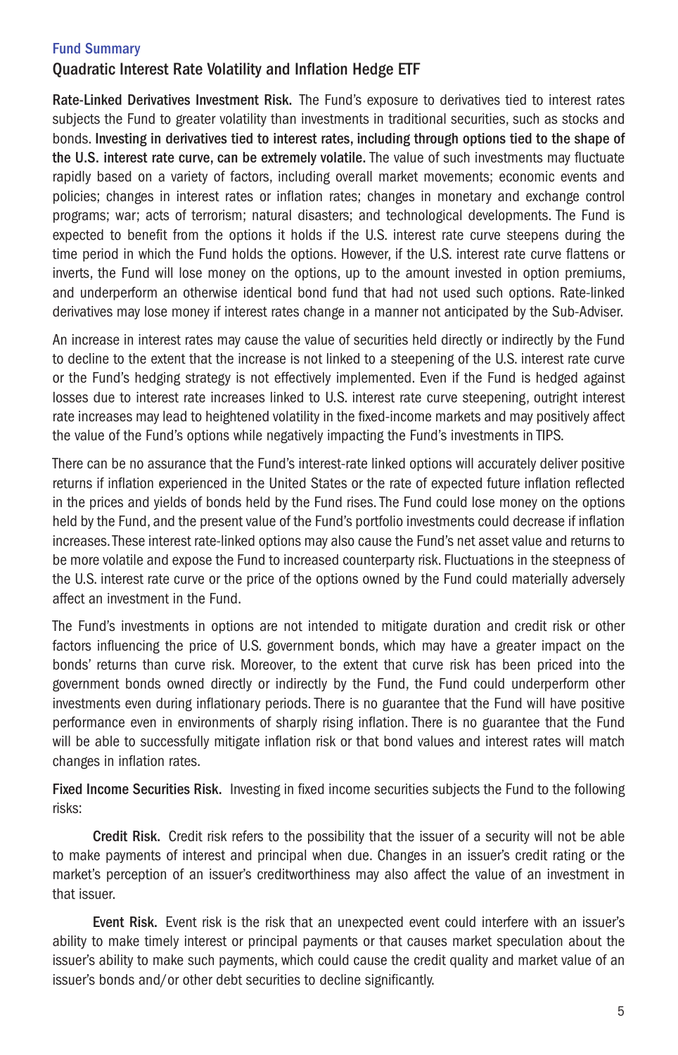## Fund Summary

### Quadratic Interest Rate Volatility and Inflation Hedge ETF

**Rate-Linked Derivatives Investment Risk.** The Fund's exposure to derivatives tied to interest rates subjects the Fund to greater volatility than investments in traditional securities, such as stocks and bonds. **Investing in derivatives tied to interest rates, including through options tied to the shape of the U.S. interest rate curve, can be extremely volatile.** The value of such investments may fluctuate rapidly based on a variety of factors, including overall market movements; economic events and policies; changes in interest rates or inflation rates; changes in monetary and exchange control programs; war; acts of terrorism; natural disasters; and technological developments. The Fund is expected to benefit from the options it holds if the U.S. interest rate curve steepens during the time period in which the Fund holds the options. However, if the U.S. interest rate curve flattens or inverts, the Fund will lose money on the options, up to the amount invested in option premiums, and underperform an otherwise identical bond fund that had not used such options. Rate-linked derivatives may lose money if interest rates change in a manner not anticipated by the Sub-Adviser.

An increase in interest rates may cause the value of securities held directly or indirectly by the Fund to decline to the extent that the increase is not linked to a steepening of the U.S. interest rate curve or the Fund's hedging strategy is not effectively implemented. Even if the Fund is hedged against losses due to interest rate increases linked to U.S. interest rate curve steepening, outright interest rate increases may lead to heightened volatility in the fixed-income markets and may positively affect the value of the Fund's options while negatively impacting the Fund's investments in TIPS.

There can be no assurance that the Fund's interest-rate linked options will accurately deliver positive returns if inflation experienced in the United States or the rate of expected future inflation reflected in the prices and yields of bonds held by the Fund rises. The Fund could lose money on the options held by the Fund, and the present value of the Fund's portfolio investments could decrease if inflation increases. These interest rate-linked options may also cause the Fund's net asset value and returns to be more volatile and expose the Fund to increased counterparty risk. Fluctuations in the steepness of the U.S. interest rate curve or the price of the options owned by the Fund could materially adversely affect an investment in the Fund.

The Fund's investments in options are not intended to mitigate duration and credit risk or other factors influencing the price of U.S. government bonds, which may have a greater impact on the bonds' returns than curve risk. Moreover, to the extent that curve risk has been priced into the government bonds owned directly or indirectly by the Fund, the Fund could underperform other investments even during inflationary periods. There is no guarantee that the Fund will have positive performance even in environments of sharply rising inflation. There is no guarantee that the Fund will be able to successfully mitigate inflation risk or that bond values and interest rates will match changes in inflation rates.

**Fixed Income Securities Risk.** Investing in fixed income securities subjects the Fund to the following risks:

**Credit Risk.** Credit risk refers to the possibility that the issuer of a security will not be able to make payments of interest and principal when due. Changes in an issuer's credit rating or the market's perception of an issuer's creditworthiness may also affect the value of an investment in that issuer.

**Event Risk.** Event risk is the risk that an unexpected event could interfere with an issuer's ability to make timely interest or principal payments or that causes market speculation about the issuer's ability to make such payments, which could cause the credit quality and market value of an issuer's bonds and/or other debt securities to decline significantly.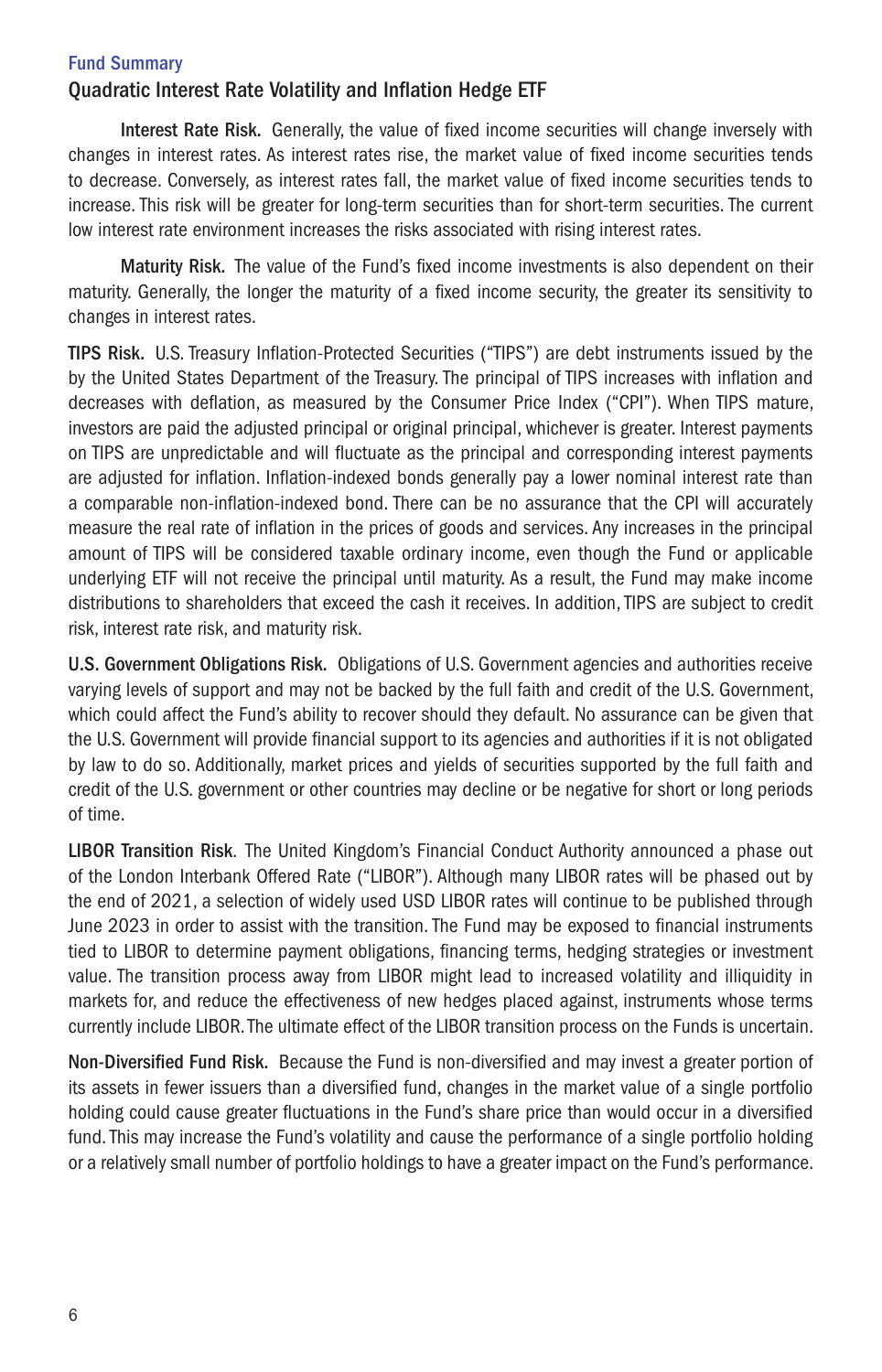**Interest Rate Risk.** Generally, the value of fixed income securities will change inversely with changes in interest rates. As interest rates rise, the market value of fixed income securities tends to decrease. Conversely, as interest rates fall, the market value of fixed income securities tends to increase. This risk will be greater for long-term securities than for short-term securities. The current low interest rate environment increases the risks associated with rising interest rates.

**Maturity Risk.** The value of the Fund's fixed income investments is also dependent on their maturity. Generally, the longer the maturity of a fixed income security, the greater its sensitivity to changes in interest rates.

**TIPS Risk.** U.S. Treasury Inflation-Protected Securities ("TIPS") are debt instruments issued by the by the United States Department of the Treasury. The principal of TIPS increases with inflation and decreases with deflation, as measured by the Consumer Price Index ("CPI"). When TIPS mature, investors are paid the adjusted principal or original principal, whichever is greater. Interest payments on TIPS are unpredictable and will fluctuate as the principal and corresponding interest payments are adjusted for inflation. Inflation-indexed bonds generally pay a lower nominal interest rate than a comparable non-inflation-indexed bond. There can be no assurance that the CPI will accurately measure the real rate of inflation in the prices of goods and services. Any increases in the principal amount of TIPS will be considered taxable ordinary income, even though the Fund or applicable underlying ETF will not receive the principal until maturity. As a result, the Fund may make income distributions to shareholders that exceed the cash it receives. In addition, TIPS are subject to credit risk, interest rate risk, and maturity risk.

**U.S. Government Obligations Risk.** Obligations of U.S. Government agencies and authorities receive varying levels of support and may not be backed by the full faith and credit of the U.S. Government, which could affect the Fund's ability to recover should they default. No assurance can be given that the U.S. Government will provide financial support to its agencies and authorities if it is not obligated by law to do so. Additionally, market prices and yields of securities supported by the full faith and credit of the U.S. government or other countries may decline or be negative for short or long periods of time.

**LIBOR Transition Risk**. The United Kingdom's Financial Conduct Authority announced a phase out of the London Interbank Offered Rate ("LIBOR"). Although many LIBOR rates will be phased out by the end of 2021, a selection of widely used USD LIBOR rates will continue to be published through June 2023 in order to assist with the transition. The Fund may be exposed to financial instruments tied to LIBOR to determine payment obligations, financing terms, hedging strategies or investment value. The transition process away from LIBOR might lead to increased volatility and illiquidity in markets for, and reduce the effectiveness of new hedges placed against, instruments whose terms currently include LIBOR. The ultimate effect of the LIBOR transition process on the Funds is uncertain.

**Non-Diversified Fund Risk.** Because the Fund is non-diversified and may invest a greater portion of its assets in fewer issuers than a diversified fund, changes in the market value of a single portfolio holding could cause greater fluctuations in the Fund's share price than would occur in a diversified fund. This may increase the Fund's volatility and cause the performance of a single portfolio holding or a relatively small number of portfolio holdings to have a greater impact on the Fund's performance.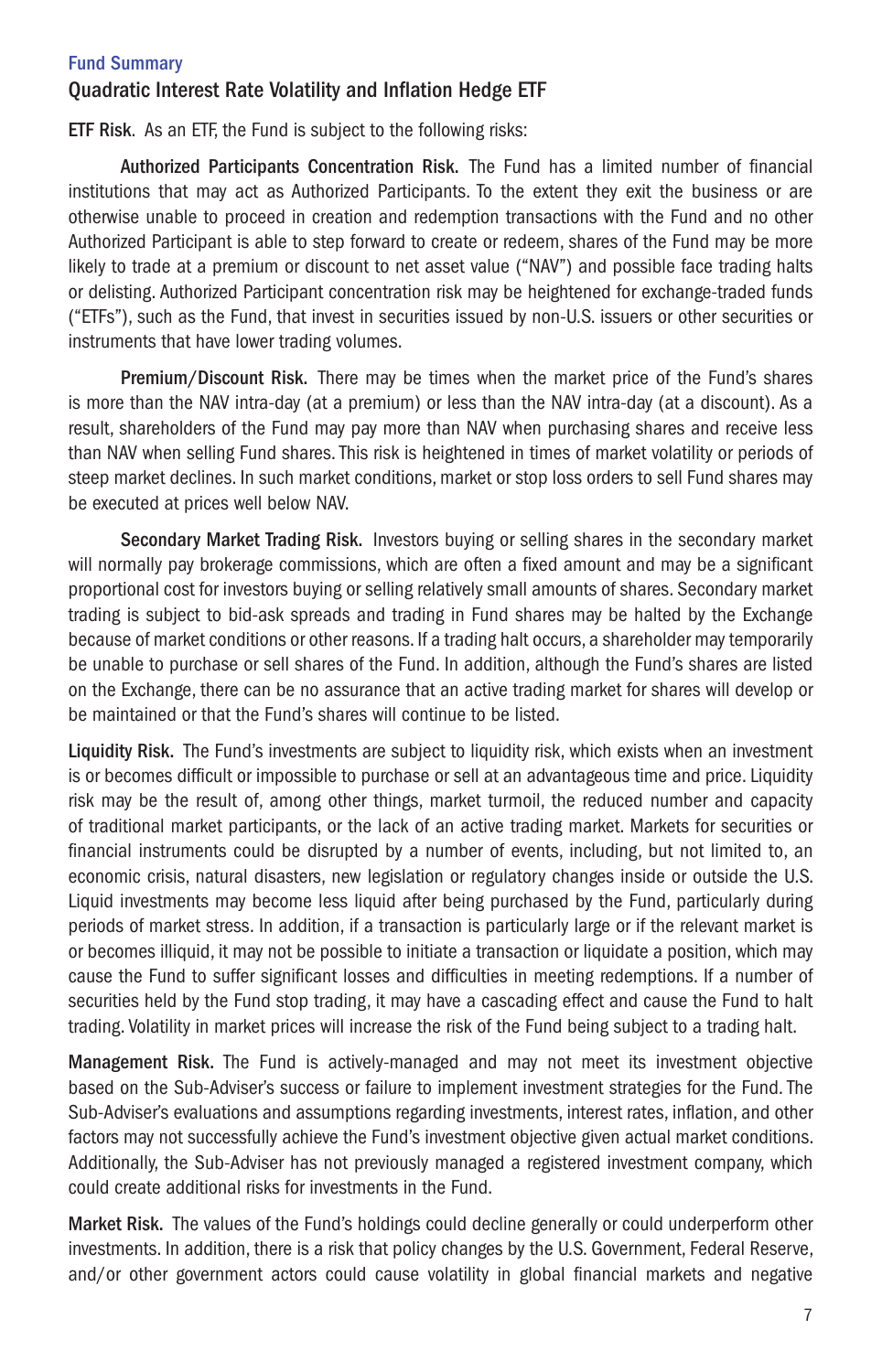Fund Summary

## Quadratic Interest Rate Volatility and Inflation Hedge ETF

**ETF Risk**. As an ETF, the Fund is subject to the following risks:

**Authorized Participants Concentration Risk.** The Fund has a limited number of financial institutions that may act as Authorized Participants. To the extent they exit the business or are otherwise unable to proceed in creation and redemption transactions with the Fund and no other Authorized Participant is able to step forward to create or redeem, shares of the Fund may be more likely to trade at a premium or discount to net asset value ("NAV") and possible face trading halts or delisting. Authorized Participant concentration risk may be heightened for exchange-traded funds ("ETFs"), such as the Fund, that invest in securities issued by non-U.S. issuers or other securities or instruments that have lower trading volumes.

**Premium/Discount Risk.** There may be times when the market price of the Fund's shares is more than the NAV intra-day (at a premium) or less than the NAV intra-day (at a discount). As a result, shareholders of the Fund may pay more than NAV when purchasing shares and receive less than NAV when selling Fund shares. This risk is heightened in times of market volatility or periods of steep market declines. In such market conditions, market or stop loss orders to sell Fund shares may be executed at prices well below NAV.

**Secondary Market Trading Risk.** Investors buying or selling shares in the secondary market will normally pay brokerage commissions, which are often a fixed amount and may be a significant proportional cost for investors buying or selling relatively small amounts of shares. Secondary market trading is subject to bid-ask spreads and trading in Fund shares may be halted by the Exchange because of market conditions or other reasons. If a trading halt occurs, a shareholder may temporarily be unable to purchase or sell shares of the Fund. In addition, although the Fund's shares are listed on the Exchange, there can be no assurance that an active trading market for shares will develop or be maintained or that the Fund's shares will continue to be listed.

**Liquidity Risk.** The Fund's investments are subject to liquidity risk, which exists when an investment is or becomes difficult or impossible to purchase or sell at an advantageous time and price. Liquidity risk may be the result of, among other things, market turmoil, the reduced number and capacity of traditional market participants, or the lack of an active trading market. Markets for securities or financial instruments could be disrupted by a number of events, including, but not limited to, an economic crisis, natural disasters, new legislation or regulatory changes inside or outside the U.S. Liquid investments may become less liquid after being purchased by the Fund, particularly during periods of market stress. In addition, if a transaction is particularly large or if the relevant market is or becomes illiquid, it may not be possible to initiate a transaction or liquidate a position, which may cause the Fund to suffer significant losses and difficulties in meeting redemptions. If a number of securities held by the Fund stop trading, it may have a cascading effect and cause the Fund to halt trading. Volatility in market prices will increase the risk of the Fund being subject to a trading halt.

**Management Risk.** The Fund is actively-managed and may not meet its investment objective based on the Sub-Adviser's success or failure to implement investment strategies for the Fund. The Sub-Adviser's evaluations and assumptions regarding investments, interest rates, inflation, and other factors may not successfully achieve the Fund's investment objective given actual market conditions. Additionally, the Sub-Adviser has not previously managed a registered investment company, which could create additional risks for investments in the Fund.

**Market Risk.** The values of the Fund's holdings could decline generally or could underperform other investments. In addition, there is a risk that policy changes by the U.S. Government, Federal Reserve, and/or other government actors could cause volatility in global financial markets and negative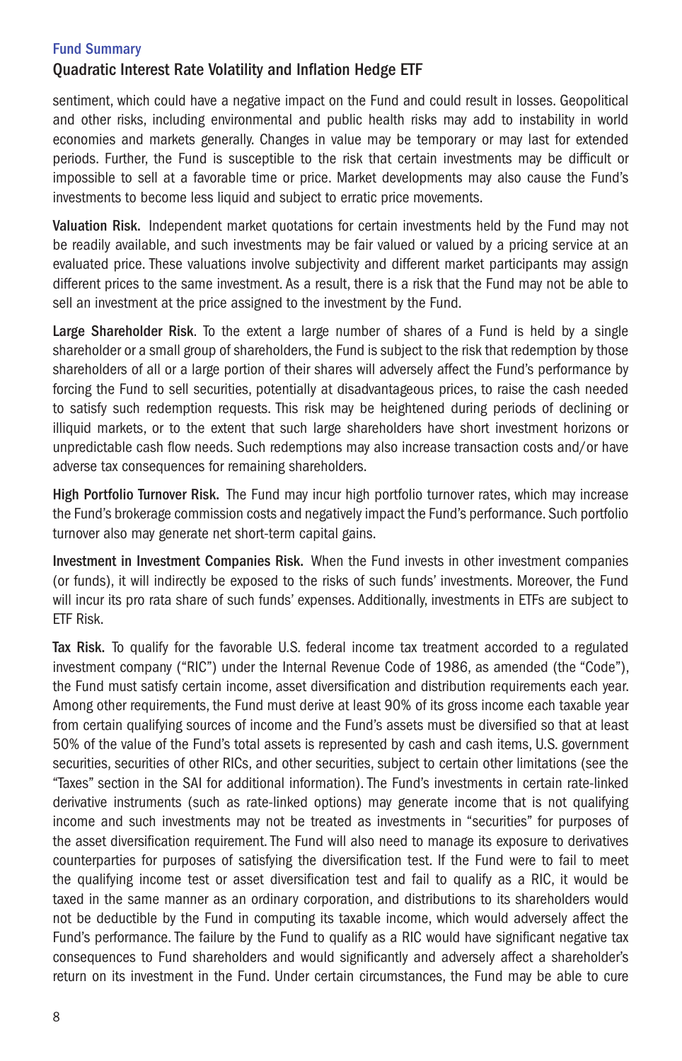sentiment, which could have a negative impact on the Fund and could result in losses. Geopolitical and other risks, including environmental and public health risks may add to instability in world economies and markets generally. Changes in value may be temporary or may last for extended periods. Further, the Fund is susceptible to the risk that certain investments may be difficult or impossible to sell at a favorable time or price. Market developments may also cause the Fund's investments to become less liquid and subject to erratic price movements.

**Valuation Risk.** Independent market quotations for certain investments held by the Fund may not be readily available, and such investments may be fair valued or valued by a pricing service at an evaluated price. These valuations involve subjectivity and different market participants may assign different prices to the same investment. As a result, there is a risk that the Fund may not be able to sell an investment at the price assigned to the investment by the Fund.

**Large Shareholder Risk**. To the extent a large number of shares of a Fund is held by a single shareholder or a small group of shareholders, the Fund is subject to the risk that redemption by those shareholders of all or a large portion of their shares will adversely affect the Fund's performance by forcing the Fund to sell securities, potentially at disadvantageous prices, to raise the cash needed to satisfy such redemption requests. This risk may be heightened during periods of declining or illiquid markets, or to the extent that such large shareholders have short investment horizons or unpredictable cash flow needs. Such redemptions may also increase transaction costs and/or have adverse tax consequences for remaining shareholders.

**High Portfolio Turnover Risk.** The Fund may incur high portfolio turnover rates, which may increase the Fund's brokerage commission costs and negatively impact the Fund's performance. Such portfolio turnover also may generate net short-term capital gains.

**Investment in Investment Companies Risk.** When the Fund invests in other investment companies (or funds), it will indirectly be exposed to the risks of such funds' investments. Moreover, the Fund will incur its pro rata share of such funds' expenses. Additionally, investments in ETFs are subject to ETF Risk.

**Tax Risk.** To qualify for the favorable U.S. federal income tax treatment accorded to a regulated investment company ("RIC") under the Internal Revenue Code of 1986, as amended (the "Code"), the Fund must satisfy certain income, asset diversification and distribution requirements each year. Among other requirements, the Fund must derive at least 90% of its gross income each taxable year from certain qualifying sources of income and the Fund's assets must be diversified so that at least 50% of the value of the Fund's total assets is represented by cash and cash items, U.S. government securities, securities of other RICs, and other securities, subject to certain other limitations (see the "Taxes" section in the SAI for additional information). The Fund's investments in certain rate-linked derivative instruments (such as rate-linked options) may generate income that is not qualifying income and such investments may not be treated as investments in "securities" for purposes of the asset diversification requirement. The Fund will also need to manage its exposure to derivatives counterparties for purposes of satisfying the diversification test. If the Fund were to fail to meet the qualifying income test or asset diversification test and fail to qualify as a RIC, it would be taxed in the same manner as an ordinary corporation, and distributions to its shareholders would not be deductible by the Fund in computing its taxable income, which would adversely affect the Fund's performance. The failure by the Fund to qualify as a RIC would have significant negative tax consequences to Fund shareholders and would significantly and adversely affect a shareholder's return on its investment in the Fund. Under certain circumstances, the Fund may be able to cure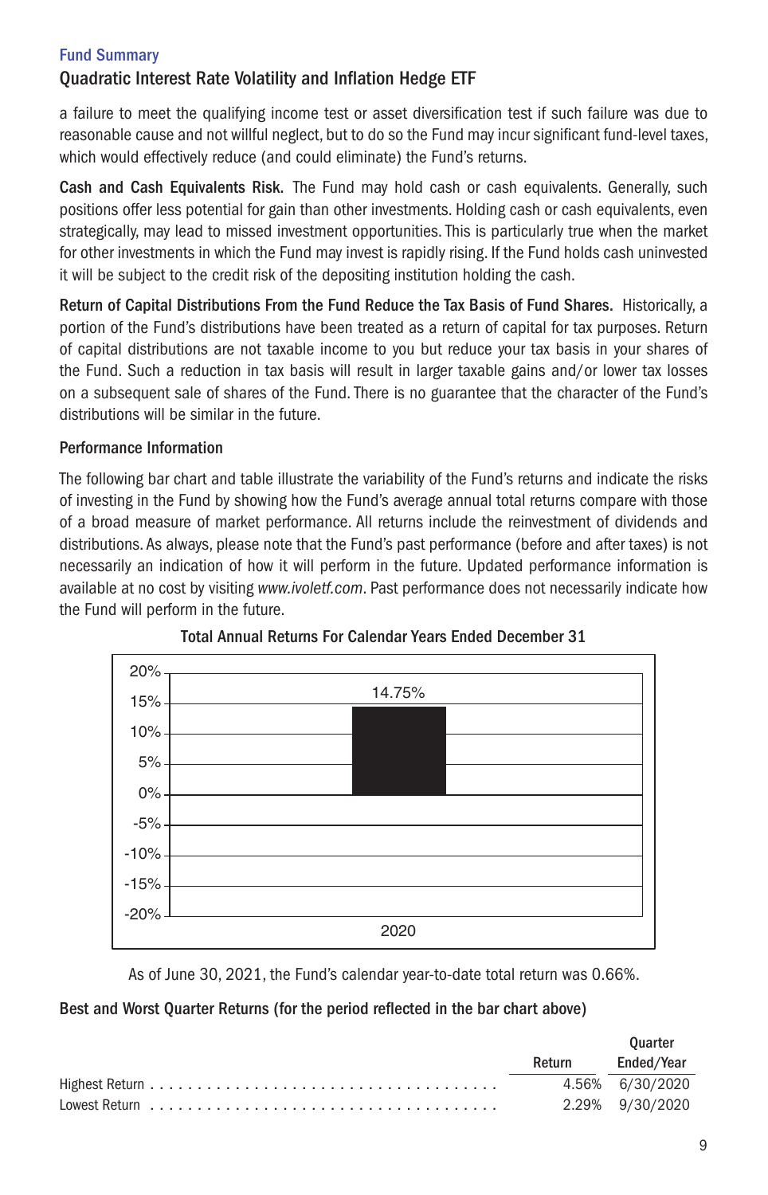## Fund Summary
### Quadratic Interest Rate Volatility and Inflation Hedge ETF

a failure to meet the qualifying income test or asset diversification test if such failure was due to reasonable cause and not willful neglect, but to do so the Fund may incur significant fund-level taxes, which would effectively reduce (and could eliminate) the Fund's returns.

**Cash and Cash Equivalents Risk.** The Fund may hold cash or cash equivalents. Generally, such positions offer less potential for gain than other investments. Holding cash or cash equivalents, even strategically, may lead to missed investment opportunities. This is particularly true when the market for other investments in which the Fund may invest is rapidly rising. If the Fund holds cash uninvested it will be subject to the credit risk of the depositing institution holding the cash.

**Return of Capital Distributions From the Fund Reduce the Tax Basis of Fund Shares.** Historically, a portion of the Fund's distributions have been treated as a return of capital for tax purposes. Return of capital distributions are not taxable income to you but reduce your tax basis in your shares of the Fund. Such a reduction in tax basis will result in larger taxable gains and/or lower tax losses on a subsequent sale of shares of the Fund. There is no guarantee that the character of the Fund's distributions will be similar in the future.

### Performance Information

The following bar chart and table illustrate the variability of the Fund's returns and indicate the risks of investing in the Fund by showing how the Fund's average annual total returns compare with those of a broad measure of market performance. All returns include the reinvestment of dividends and distributions. As always, please note that the Fund's past performance (before and after taxes) is not necessarily an indication of how it will perform in the future. Updated performance information is available at no cost by visiting *www.ivoletf.com*. Past performance does not necessarily indicate how the Fund will perform in the future.

**Total Annual Returns For Calendar Years Ended December 31**

| Year | Return |
|---|---|
| 2020 | 14.75% |

As of June 30, 2021, the Fund's calendar year-to-date total return was 0.66%.

**Best and Worst Quarter Returns (for the period reflected in the bar chart above)**

| | Return | Quarter Ended/Year |
|---|---|---|
| Highest Return | 4.56% | 6/30/2020 |
| Lowest Return | 2.29% | 9/30/2020 |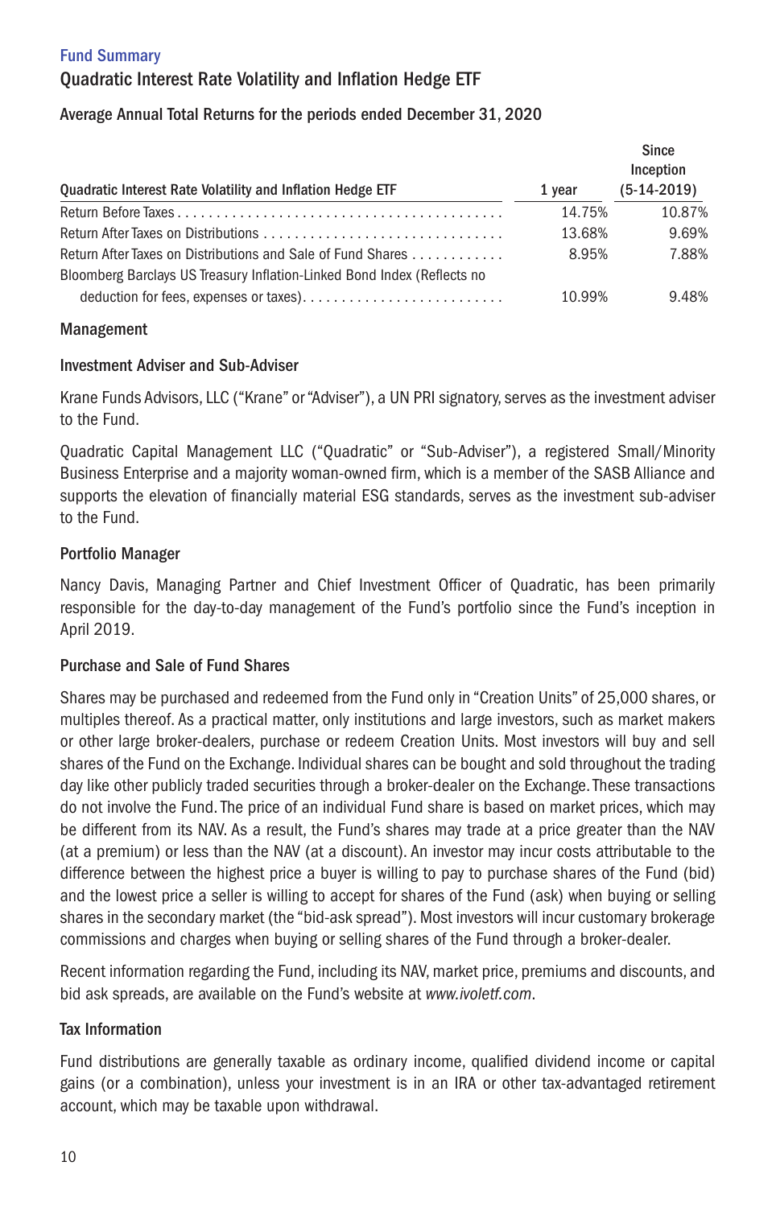## Fund Summary

### Quadratic Interest Rate Volatility and Inflation Hedge ETF

**Average Annual Total Returns for the periods ended December 31, 2020**

| Quadratic Interest Rate Volatility and Inflation Hedge ETF | 1 year | Since Inception (5-14-2019) |
|---|---|---|
| Return Before Taxes | 14.75% | 10.87% |
| Return After Taxes on Distributions | 13.68% | 9.69% |
| Return After Taxes on Distributions and Sale of Fund Shares | 8.95% | 7.88% |
| Bloomberg Barclays US Treasury Inflation-Linked Bond Index (Reflects no deduction for fees, expenses or taxes) | 10.99% | 9.48% |

### Management

#### Investment Adviser and Sub-Adviser

Krane Funds Advisors, LLC ("Krane" or "Adviser"), a UN PRI signatory, serves as the investment adviser to the Fund.

Quadratic Capital Management LLC ("Quadratic" or "Sub-Adviser"), a registered Small/Minority Business Enterprise and a majority woman-owned firm, which is a member of the SASB Alliance and supports the elevation of financially material ESG standards, serves as the investment sub-adviser to the Fund.

#### Portfolio Manager

Nancy Davis, Managing Partner and Chief Investment Officer of Quadratic, has been primarily responsible for the day-to-day management of the Fund's portfolio since the Fund's inception in April 2019.

### Purchase and Sale of Fund Shares

Shares may be purchased and redeemed from the Fund only in "Creation Units" of 25,000 shares, or multiples thereof. As a practical matter, only institutions and large investors, such as market makers or other large broker-dealers, purchase or redeem Creation Units. Most investors will buy and sell shares of the Fund on the Exchange. Individual shares can be bought and sold throughout the trading day like other publicly traded securities through a broker-dealer on the Exchange. These transactions do not involve the Fund. The price of an individual Fund share is based on market prices, which may be different from its NAV. As a result, the Fund's shares may trade at a price greater than the NAV (at a premium) or less than the NAV (at a discount). An investor may incur costs attributable to the difference between the highest price a buyer is willing to pay to purchase shares of the Fund (bid) and the lowest price a seller is willing to accept for shares of the Fund (ask) when buying or selling shares in the secondary market (the "bid-ask spread"). Most investors will incur customary brokerage commissions and charges when buying or selling shares of the Fund through a broker-dealer.

Recent information regarding the Fund, including its NAV, market price, premiums and discounts, and bid ask spreads, are available on the Fund's website at *www.ivoletf.com*.

### Tax Information

Fund distributions are generally taxable as ordinary income, qualified dividend income or capital gains (or a combination), unless your investment is in an IRA or other tax-advantaged retirement account, which may be taxable upon withdrawal.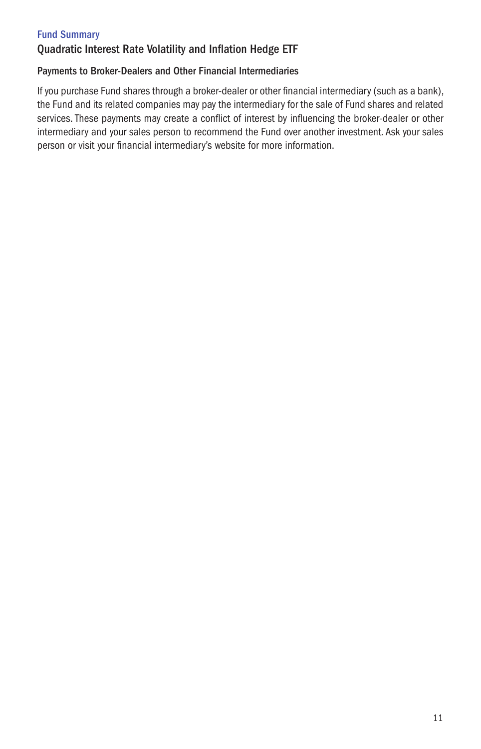Fund Summary

## Quadratic Interest Rate Volatility and Inflation Hedge ETF

### Payments to Broker-Dealers and Other Financial Intermediaries

If you purchase Fund shares through a broker-dealer or other financial intermediary (such as a bank), the Fund and its related companies may pay the intermediary for the sale of Fund shares and related services. These payments may create a conflict of interest by influencing the broker-dealer or other intermediary and your sales person to recommend the Fund over another investment. Ask your sales person or visit your financial intermediary's website for more information.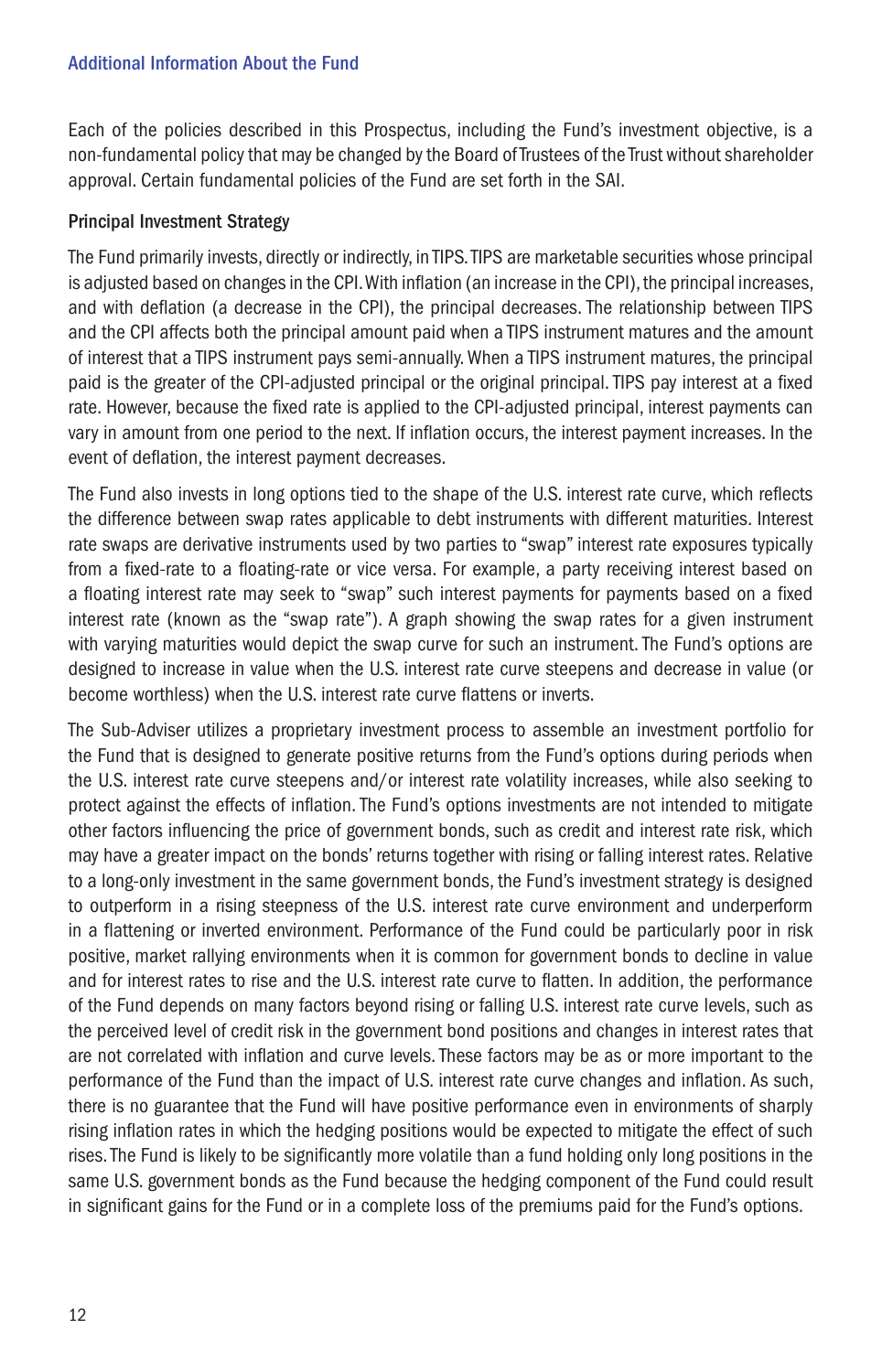## Additional Information About the Fund

Each of the policies described in this Prospectus, including the Fund's investment objective, is a non-fundamental policy that may be changed by the Board of Trustees of the Trust without shareholder approval. Certain fundamental policies of the Fund are set forth in the SAI.

### Principal Investment Strategy

The Fund primarily invests, directly or indirectly, in TIPS. TIPS are marketable securities whose principal is adjusted based on changes in the CPI. With inflation (an increase in the CPI), the principal increases, and with deflation (a decrease in the CPI), the principal decreases. The relationship between TIPS and the CPI affects both the principal amount paid when a TIPS instrument matures and the amount of interest that a TIPS instrument pays semi-annually. When a TIPS instrument matures, the principal paid is the greater of the CPI-adjusted principal or the original principal. TIPS pay interest at a fixed rate. However, because the fixed rate is applied to the CPI-adjusted principal, interest payments can vary in amount from one period to the next. If inflation occurs, the interest payment increases. In the event of deflation, the interest payment decreases.

The Fund also invests in long options tied to the shape of the U.S. interest rate curve, which reflects the difference between swap rates applicable to debt instruments with different maturities. Interest rate swaps are derivative instruments used by two parties to "swap" interest rate exposures typically from a fixed-rate to a floating-rate or vice versa. For example, a party receiving interest based on a floating interest rate may seek to "swap" such interest payments for payments based on a fixed interest rate (known as the "swap rate"). A graph showing the swap rates for a given instrument with varying maturities would depict the swap curve for such an instrument. The Fund's options are designed to increase in value when the U.S. interest rate curve steepens and decrease in value (or become worthless) when the U.S. interest rate curve flattens or inverts.

The Sub-Adviser utilizes a proprietary investment process to assemble an investment portfolio for the Fund that is designed to generate positive returns from the Fund's options during periods when the U.S. interest rate curve steepens and/or interest rate volatility increases, while also seeking to protect against the effects of inflation. The Fund's options investments are not intended to mitigate other factors influencing the price of government bonds, such as credit and interest rate risk, which may have a greater impact on the bonds' returns together with rising or falling interest rates. Relative to a long-only investment in the same government bonds, the Fund's investment strategy is designed to outperform in a rising steepness of the U.S. interest rate curve environment and underperform in a flattening or inverted environment. Performance of the Fund could be particularly poor in risk positive, market rallying environments when it is common for government bonds to decline in value and for interest rates to rise and the U.S. interest rate curve to flatten. In addition, the performance of the Fund depends on many factors beyond rising or falling U.S. interest rate curve levels, such as the perceived level of credit risk in the government bond positions and changes in interest rates that are not correlated with inflation and curve levels. These factors may be as or more important to the performance of the Fund than the impact of U.S. interest rate curve changes and inflation. As such, there is no guarantee that the Fund will have positive performance even in environments of sharply rising inflation rates in which the hedging positions would be expected to mitigate the effect of such rises. The Fund is likely to be significantly more volatile than a fund holding only long positions in the same U.S. government bonds as the Fund because the hedging component of the Fund could result in significant gains for the Fund or in a complete loss of the premiums paid for the Fund's options.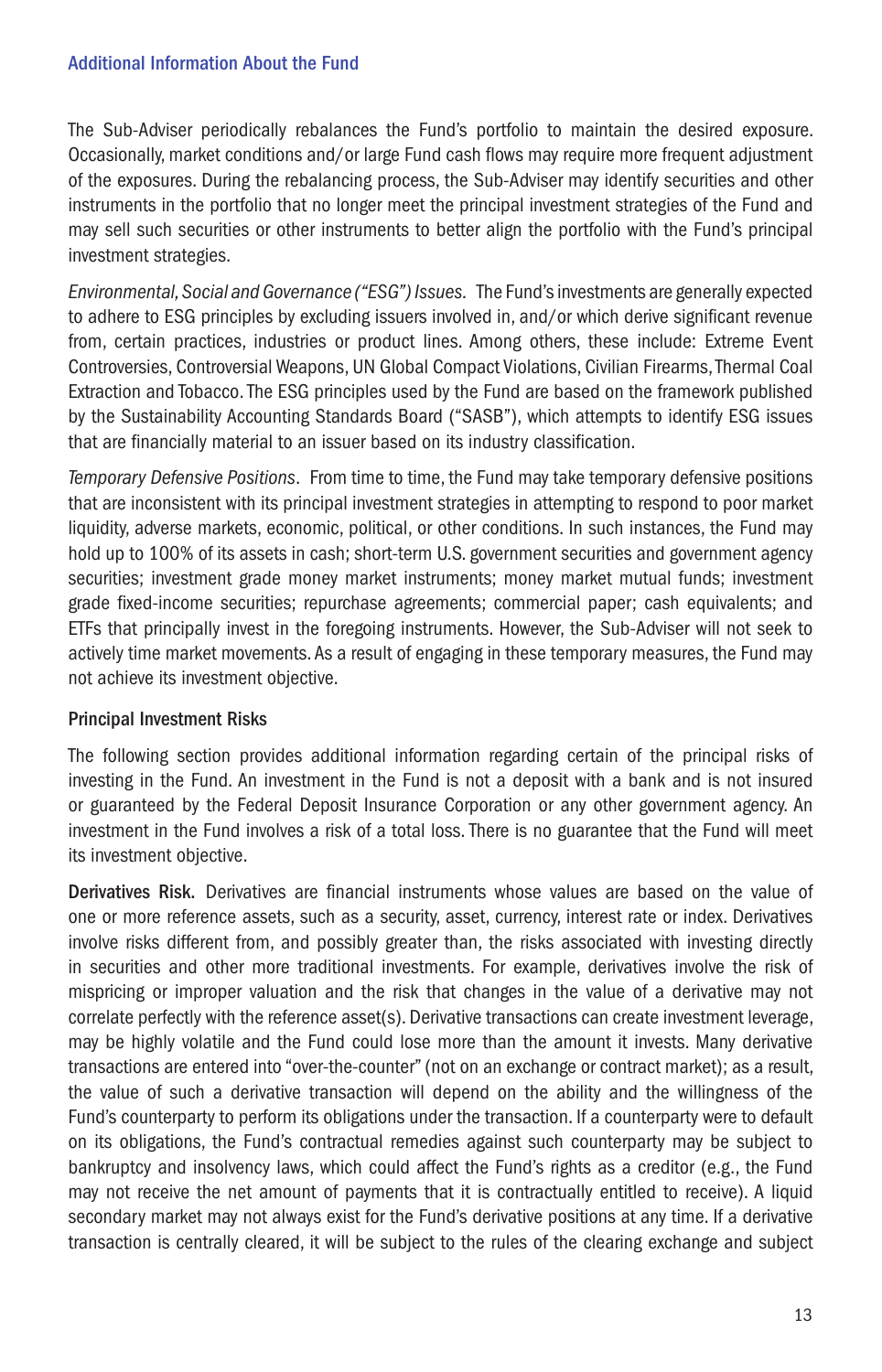The Sub-Adviser periodically rebalances the Fund's portfolio to maintain the desired exposure. Occasionally, market conditions and/or large Fund cash flows may require more frequent adjustment of the exposures. During the rebalancing process, the Sub-Adviser may identify securities and other instruments in the portfolio that no longer meet the principal investment strategies of the Fund and may sell such securities or other instruments to better align the portfolio with the Fund's principal investment strategies.

*Environmental, Social and Governance ("ESG") Issues.* The Fund's investments are generally expected to adhere to ESG principles by excluding issuers involved in, and/or which derive significant revenue from, certain practices, industries or product lines. Among others, these include: Extreme Event Controversies, Controversial Weapons, UN Global Compact Violations, Civilian Firearms, Thermal Coal Extraction and Tobacco. The ESG principles used by the Fund are based on the framework published by the Sustainability Accounting Standards Board ("SASB"), which attempts to identify ESG issues that are financially material to an issuer based on its industry classification.

*Temporary Defensive Positions*. From time to time, the Fund may take temporary defensive positions that are inconsistent with its principal investment strategies in attempting to respond to poor market liquidity, adverse markets, economic, political, or other conditions. In such instances, the Fund may hold up to 100% of its assets in cash; short-term U.S. government securities and government agency securities; investment grade money market instruments; money market mutual funds; investment grade fixed-income securities; repurchase agreements; commercial paper; cash equivalents; and ETFs that principally invest in the foregoing instruments. However, the Sub-Adviser will not seek to actively time market movements. As a result of engaging in these temporary measures, the Fund may not achieve its investment objective.

## Principal Investment Risks

The following section provides additional information regarding certain of the principal risks of investing in the Fund. An investment in the Fund is not a deposit with a bank and is not insured or guaranteed by the Federal Deposit Insurance Corporation or any other government agency. An investment in the Fund involves a risk of a total loss. There is no guarantee that the Fund will meet its investment objective.

**Derivatives Risk.** Derivatives are financial instruments whose values are based on the value of one or more reference assets, such as a security, asset, currency, interest rate or index. Derivatives involve risks different from, and possibly greater than, the risks associated with investing directly in securities and other more traditional investments. For example, derivatives involve the risk of mispricing or improper valuation and the risk that changes in the value of a derivative may not correlate perfectly with the reference asset(s). Derivative transactions can create investment leverage, may be highly volatile and the Fund could lose more than the amount it invests. Many derivative transactions are entered into "over-the-counter" (not on an exchange or contract market); as a result, the value of such a derivative transaction will depend on the ability and the willingness of the Fund's counterparty to perform its obligations under the transaction. If a counterparty were to default on its obligations, the Fund's contractual remedies against such counterparty may be subject to bankruptcy and insolvency laws, which could affect the Fund's rights as a creditor (e.g., the Fund may not receive the net amount of payments that it is contractually entitled to receive). A liquid secondary market may not always exist for the Fund's derivative positions at any time. If a derivative transaction is centrally cleared, it will be subject to the rules of the clearing exchange and subject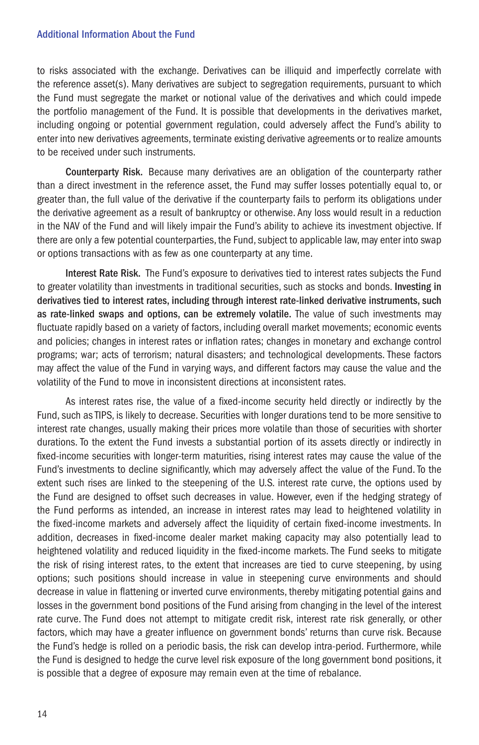to risks associated with the exchange. Derivatives can be illiquid and imperfectly correlate with the reference asset(s). Many derivatives are subject to segregation requirements, pursuant to which the Fund must segregate the market or notional value of the derivatives and which could impede the portfolio management of the Fund. It is possible that developments in the derivatives market, including ongoing or potential government regulation, could adversely affect the Fund's ability to enter into new derivatives agreements, terminate existing derivative agreements or to realize amounts to be received under such instruments.

**Counterparty Risk.** Because many derivatives are an obligation of the counterparty rather than a direct investment in the reference asset, the Fund may suffer losses potentially equal to, or greater than, the full value of the derivative if the counterparty fails to perform its obligations under the derivative agreement as a result of bankruptcy or otherwise. Any loss would result in a reduction in the NAV of the Fund and will likely impair the Fund's ability to achieve its investment objective. If there are only a few potential counterparties, the Fund, subject to applicable law, may enter into swap or options transactions with as few as one counterparty at any time.

**Interest Rate Risk.** The Fund's exposure to derivatives tied to interest rates subjects the Fund to greater volatility than investments in traditional securities, such as stocks and bonds. **Investing in derivatives tied to interest rates, including through interest rate-linked derivative instruments, such as rate-linked swaps and options, can be extremely volatile.** The value of such investments may fluctuate rapidly based on a variety of factors, including overall market movements; economic events and policies; changes in interest rates or inflation rates; changes in monetary and exchange control programs; war; acts of terrorism; natural disasters; and technological developments. These factors may affect the value of the Fund in varying ways, and different factors may cause the value and the volatility of the Fund to move in inconsistent directions at inconsistent rates.

As interest rates rise, the value of a fixed-income security held directly or indirectly by the Fund, such as TIPS, is likely to decrease. Securities with longer durations tend to be more sensitive to interest rate changes, usually making their prices more volatile than those of securities with shorter durations. To the extent the Fund invests a substantial portion of its assets directly or indirectly in fixed-income securities with longer-term maturities, rising interest rates may cause the value of the Fund's investments to decline significantly, which may adversely affect the value of the Fund. To the extent such rises are linked to the steepening of the U.S. interest rate curve, the options used by the Fund are designed to offset such decreases in value. However, even if the hedging strategy of the Fund performs as intended, an increase in interest rates may lead to heightened volatility in the fixed-income markets and adversely affect the liquidity of certain fixed-income investments. In addition, decreases in fixed-income dealer market making capacity may also potentially lead to heightened volatility and reduced liquidity in the fixed-income markets. The Fund seeks to mitigate the risk of rising interest rates, to the extent that increases are tied to curve steepening, by using options; such positions should increase in value in steepening curve environments and should decrease in value in flattening or inverted curve environments, thereby mitigating potential gains and losses in the government bond positions of the Fund arising from changing in the level of the interest rate curve. The Fund does not attempt to mitigate credit risk, interest rate risk generally, or other factors, which may have a greater influence on government bonds' returns than curve risk. Because the Fund's hedge is rolled on a periodic basis, the risk can develop intra-period. Furthermore, while the Fund is designed to hedge the curve level risk exposure of the long government bond positions, it is possible that a degree of exposure may remain even at the time of rebalance.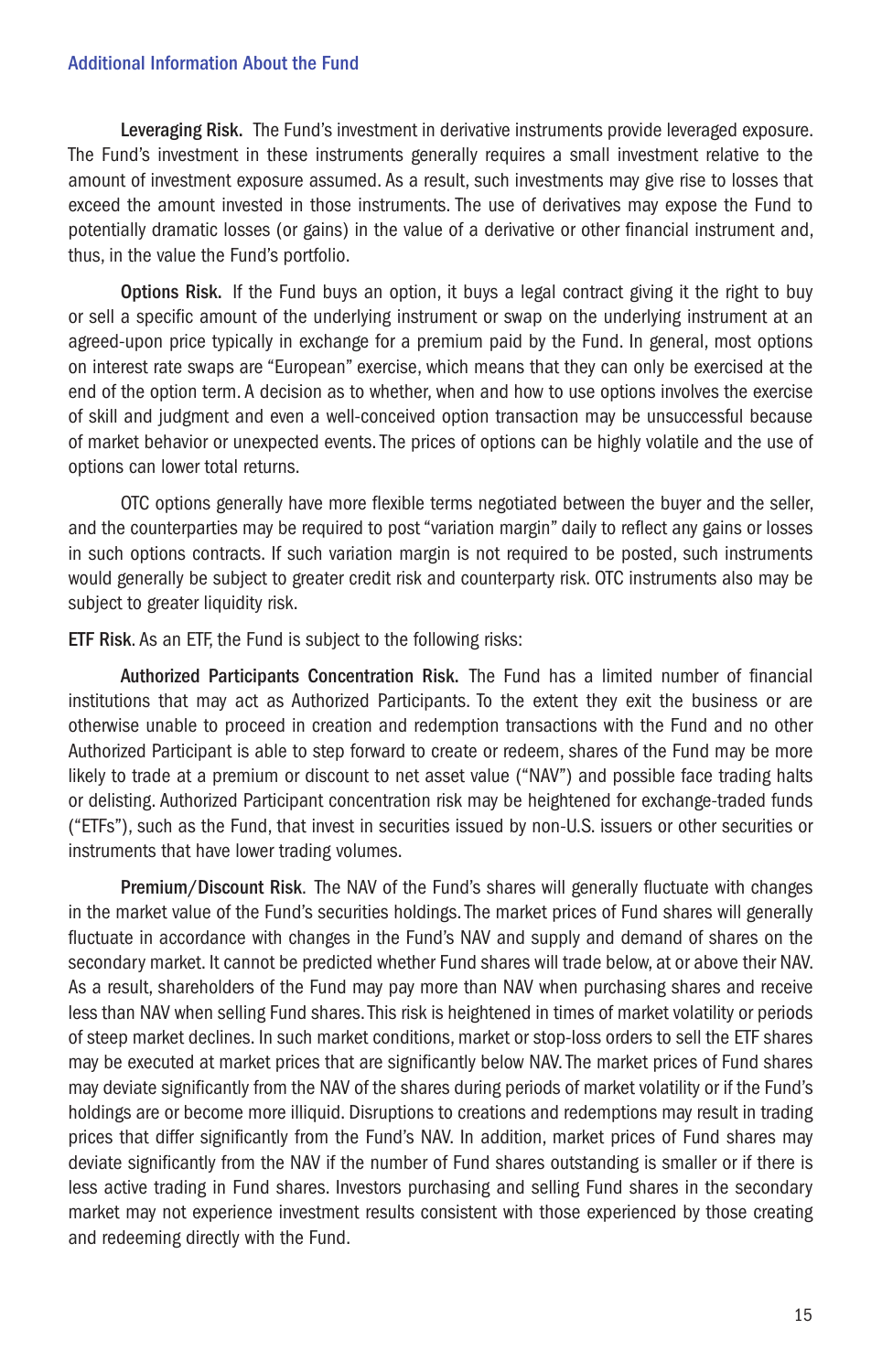**Leveraging Risk.** The Fund's investment in derivative instruments provide leveraged exposure. The Fund's investment in these instruments generally requires a small investment relative to the amount of investment exposure assumed. As a result, such investments may give rise to losses that exceed the amount invested in those instruments. The use of derivatives may expose the Fund to potentially dramatic losses (or gains) in the value of a derivative or other financial instrument and, thus, in the value the Fund's portfolio.

**Options Risk.** If the Fund buys an option, it buys a legal contract giving it the right to buy or sell a specific amount of the underlying instrument or swap on the underlying instrument at an agreed-upon price typically in exchange for a premium paid by the Fund. In general, most options on interest rate swaps are "European" exercise, which means that they can only be exercised at the end of the option term. A decision as to whether, when and how to use options involves the exercise of skill and judgment and even a well-conceived option transaction may be unsuccessful because of market behavior or unexpected events. The prices of options can be highly volatile and the use of options can lower total returns.

OTC options generally have more flexible terms negotiated between the buyer and the seller, and the counterparties may be required to post "variation margin" daily to reflect any gains or losses in such options contracts. If such variation margin is not required to be posted, such instruments would generally be subject to greater credit risk and counterparty risk. OTC instruments also may be subject to greater liquidity risk.

**ETF Risk**. As an ETF, the Fund is subject to the following risks:

**Authorized Participants Concentration Risk.** The Fund has a limited number of financial institutions that may act as Authorized Participants. To the extent they exit the business or are otherwise unable to proceed in creation and redemption transactions with the Fund and no other Authorized Participant is able to step forward to create or redeem, shares of the Fund may be more likely to trade at a premium or discount to net asset value ("NAV") and possible face trading halts or delisting. Authorized Participant concentration risk may be heightened for exchange-traded funds ("ETFs"), such as the Fund, that invest in securities issued by non-U.S. issuers or other securities or instruments that have lower trading volumes.

**Premium/Discount Risk**. The NAV of the Fund's shares will generally fluctuate with changes in the market value of the Fund's securities holdings. The market prices of Fund shares will generally fluctuate in accordance with changes in the Fund's NAV and supply and demand of shares on the secondary market. It cannot be predicted whether Fund shares will trade below, at or above their NAV. As a result, shareholders of the Fund may pay more than NAV when purchasing shares and receive less than NAV when selling Fund shares. This risk is heightened in times of market volatility or periods of steep market declines. In such market conditions, market or stop-loss orders to sell the ETF shares may be executed at market prices that are significantly below NAV. The market prices of Fund shares may deviate significantly from the NAV of the shares during periods of market volatility or if the Fund's holdings are or become more illiquid. Disruptions to creations and redemptions may result in trading prices that differ significantly from the Fund's NAV. In addition, market prices of Fund shares may deviate significantly from the NAV if the number of Fund shares outstanding is smaller or if there is less active trading in Fund shares. Investors purchasing and selling Fund shares in the secondary market may not experience investment results consistent with those experienced by those creating and redeeming directly with the Fund.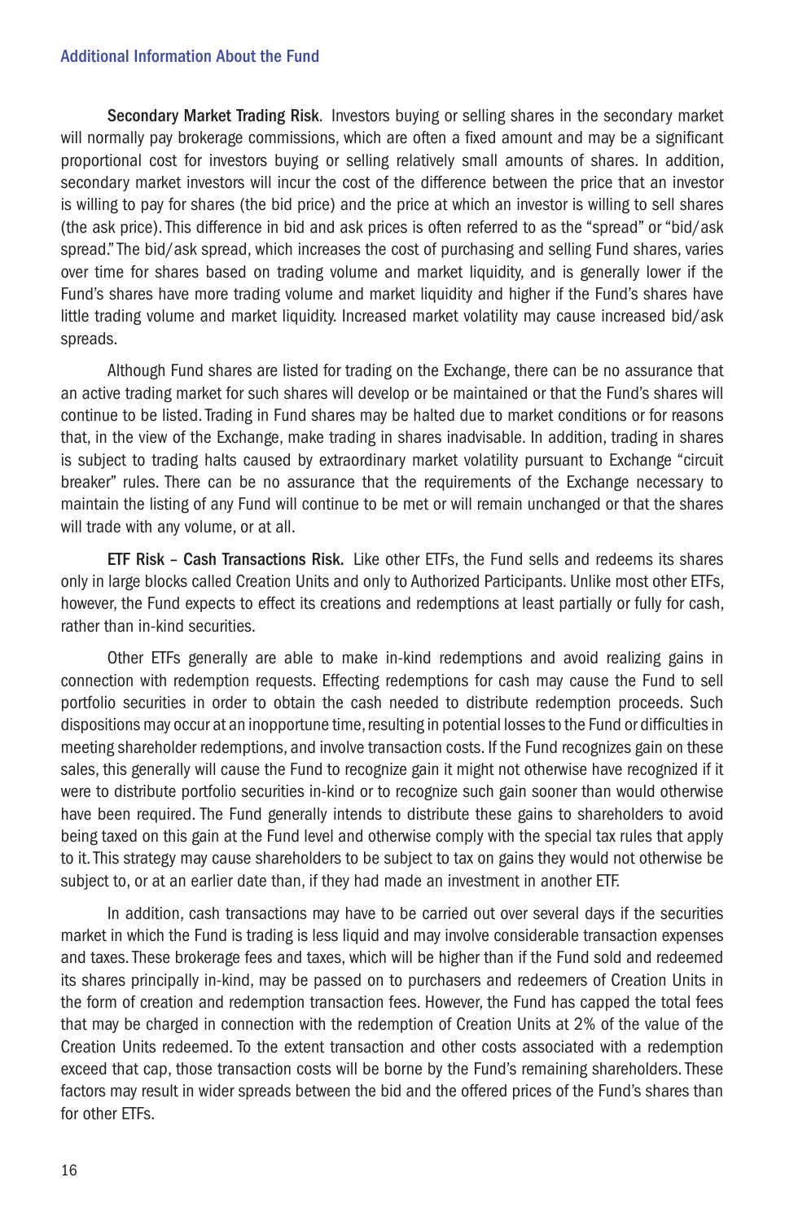**Secondary Market Trading Risk.** Investors buying or selling shares in the secondary market will normally pay brokerage commissions, which are often a fixed amount and may be a significant proportional cost for investors buying or selling relatively small amounts of shares. In addition, secondary market investors will incur the cost of the difference between the price that an investor is willing to pay for shares (the bid price) and the price at which an investor is willing to sell shares (the ask price). This difference in bid and ask prices is often referred to as the "spread" or "bid/ask spread." The bid/ask spread, which increases the cost of purchasing and selling Fund shares, varies over time for shares based on trading volume and market liquidity, and is generally lower if the Fund's shares have more trading volume and market liquidity and higher if the Fund's shares have little trading volume and market liquidity. Increased market volatility may cause increased bid/ask spreads.

Although Fund shares are listed for trading on the Exchange, there can be no assurance that an active trading market for such shares will develop or be maintained or that the Fund's shares will continue to be listed. Trading in Fund shares may be halted due to market conditions or for reasons that, in the view of the Exchange, make trading in shares inadvisable. In addition, trading in shares is subject to trading halts caused by extraordinary market volatility pursuant to Exchange "circuit breaker" rules. There can be no assurance that the requirements of the Exchange necessary to maintain the listing of any Fund will continue to be met or will remain unchanged or that the shares will trade with any volume, or at all.

**ETF Risk – Cash Transactions Risk.** Like other ETFs, the Fund sells and redeems its shares only in large blocks called Creation Units and only to Authorized Participants. Unlike most other ETFs, however, the Fund expects to effect its creations and redemptions at least partially or fully for cash, rather than in-kind securities.

Other ETFs generally are able to make in-kind redemptions and avoid realizing gains in connection with redemption requests. Effecting redemptions for cash may cause the Fund to sell portfolio securities in order to obtain the cash needed to distribute redemption proceeds. Such dispositions may occur at an inopportune time, resulting in potential losses to the Fund or difficulties in meeting shareholder redemptions, and involve transaction costs. If the Fund recognizes gain on these sales, this generally will cause the Fund to recognize gain it might not otherwise have recognized if it were to distribute portfolio securities in-kind or to recognize such gain sooner than would otherwise have been required. The Fund generally intends to distribute these gains to shareholders to avoid being taxed on this gain at the Fund level and otherwise comply with the special tax rules that apply to it. This strategy may cause shareholders to be subject to tax on gains they would not otherwise be subject to, or at an earlier date than, if they had made an investment in another ETF.

In addition, cash transactions may have to be carried out over several days if the securities market in which the Fund is trading is less liquid and may involve considerable transaction expenses and taxes. These brokerage fees and taxes, which will be higher than if the Fund sold and redeemed its shares principally in-kind, may be passed on to purchasers and redeemers of Creation Units in the form of creation and redemption transaction fees. However, the Fund has capped the total fees that may be charged in connection with the redemption of Creation Units at 2% of the value of the Creation Units redeemed. To the extent transaction and other costs associated with a redemption exceed that cap, those transaction costs will be borne by the Fund's remaining shareholders. These factors may result in wider spreads between the bid and the offered prices of the Fund's shares than for other ETFs.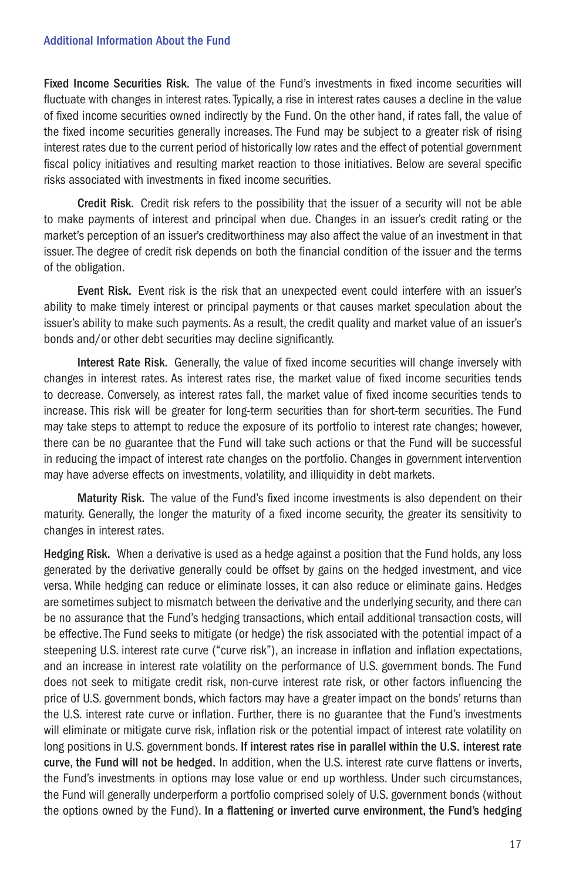**Fixed Income Securities Risk.** The value of the Fund's investments in fixed income securities will fluctuate with changes in interest rates. Typically, a rise in interest rates causes a decline in the value of fixed income securities owned indirectly by the Fund. On the other hand, if rates fall, the value of the fixed income securities generally increases. The Fund may be subject to a greater risk of rising interest rates due to the current period of historically low rates and the effect of potential government fiscal policy initiatives and resulting market reaction to those initiatives. Below are several specific risks associated with investments in fixed income securities.

**Credit Risk.** Credit risk refers to the possibility that the issuer of a security will not be able to make payments of interest and principal when due. Changes in an issuer's credit rating or the market's perception of an issuer's creditworthiness may also affect the value of an investment in that issuer. The degree of credit risk depends on both the financial condition of the issuer and the terms of the obligation.

**Event Risk.** Event risk is the risk that an unexpected event could interfere with an issuer's ability to make timely interest or principal payments or that causes market speculation about the issuer's ability to make such payments. As a result, the credit quality and market value of an issuer's bonds and/or other debt securities may decline significantly.

**Interest Rate Risk.** Generally, the value of fixed income securities will change inversely with changes in interest rates. As interest rates rise, the market value of fixed income securities tends to decrease. Conversely, as interest rates fall, the market value of fixed income securities tends to increase. This risk will be greater for long-term securities than for short-term securities. The Fund may take steps to attempt to reduce the exposure of its portfolio to interest rate changes; however, there can be no guarantee that the Fund will take such actions or that the Fund will be successful in reducing the impact of interest rate changes on the portfolio. Changes in government intervention may have adverse effects on investments, volatility, and illiquidity in debt markets.

**Maturity Risk.** The value of the Fund's fixed income investments is also dependent on their maturity. Generally, the longer the maturity of a fixed income security, the greater its sensitivity to changes in interest rates.

**Hedging Risk.** When a derivative is used as a hedge against a position that the Fund holds, any loss generated by the derivative generally could be offset by gains on the hedged investment, and vice versa. While hedging can reduce or eliminate losses, it can also reduce or eliminate gains. Hedges are sometimes subject to mismatch between the derivative and the underlying security, and there can be no assurance that the Fund's hedging transactions, which entail additional transaction costs, will be effective. The Fund seeks to mitigate (or hedge) the risk associated with the potential impact of a steepening U.S. interest rate curve ("curve risk"), an increase in inflation and inflation expectations, and an increase in interest rate volatility on the performance of U.S. government bonds. The Fund does not seek to mitigate credit risk, non-curve interest rate risk, or other factors influencing the price of U.S. government bonds, which factors may have a greater impact on the bonds' returns than the U.S. interest rate curve or inflation. Further, there is no guarantee that the Fund's investments will eliminate or mitigate curve risk, inflation risk or the potential impact of interest rate volatility on long positions in U.S. government bonds. **If interest rates rise in parallel within the U.S. interest rate curve, the Fund will not be hedged.** In addition, when the U.S. interest rate curve flattens or inverts, the Fund's investments in options may lose value or end up worthless. Under such circumstances, the Fund will generally underperform a portfolio comprised solely of U.S. government bonds (without the options owned by the Fund). **In a flattening or inverted curve environment, the Fund's hedging**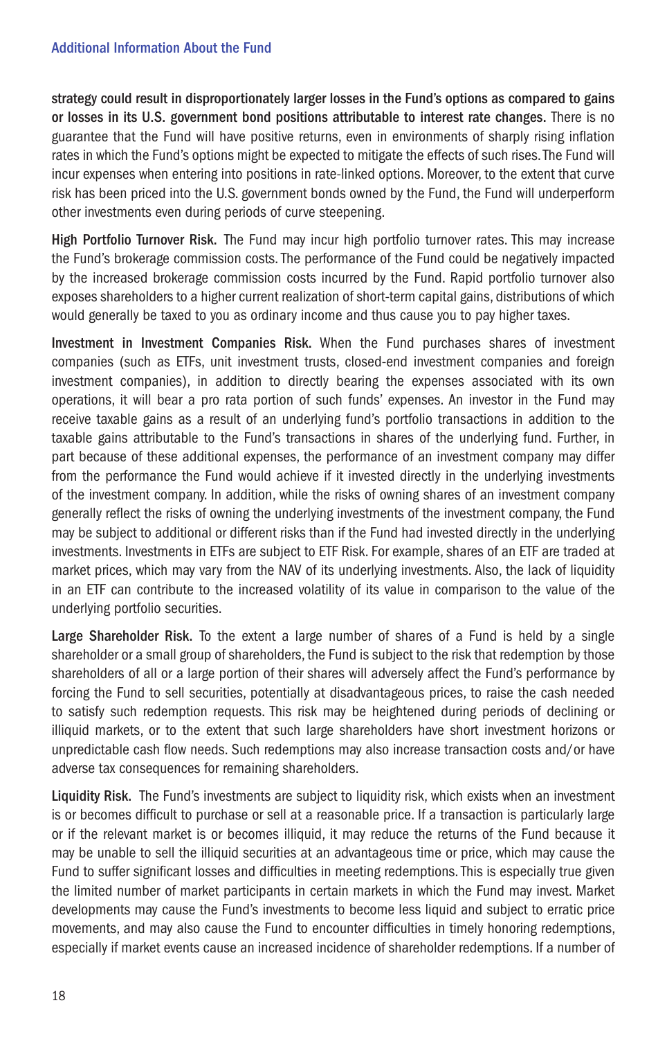**strategy could result in disproportionately larger losses in the Fund's options as compared to gains or losses in its U.S. government bond positions attributable to interest rate changes.** There is no guarantee that the Fund will have positive returns, even in environments of sharply rising inflation rates in which the Fund's options might be expected to mitigate the effects of such rises. The Fund will incur expenses when entering into positions in rate-linked options. Moreover, to the extent that curve risk has been priced into the U.S. government bonds owned by the Fund, the Fund will underperform other investments even during periods of curve steepening.

**High Portfolio Turnover Risk.** The Fund may incur high portfolio turnover rates. This may increase the Fund's brokerage commission costs. The performance of the Fund could be negatively impacted by the increased brokerage commission costs incurred by the Fund. Rapid portfolio turnover also exposes shareholders to a higher current realization of short-term capital gains, distributions of which would generally be taxed to you as ordinary income and thus cause you to pay higher taxes.

**Investment in Investment Companies Risk.** When the Fund purchases shares of investment companies (such as ETFs, unit investment trusts, closed-end investment companies and foreign investment companies), in addition to directly bearing the expenses associated with its own operations, it will bear a pro rata portion of such funds' expenses. An investor in the Fund may receive taxable gains as a result of an underlying fund's portfolio transactions in addition to the taxable gains attributable to the Fund's transactions in shares of the underlying fund. Further, in part because of these additional expenses, the performance of an investment company may differ from the performance the Fund would achieve if it invested directly in the underlying investments of the investment company. In addition, while the risks of owning shares of an investment company generally reflect the risks of owning the underlying investments of the investment company, the Fund may be subject to additional or different risks than if the Fund had invested directly in the underlying investments. Investments in ETFs are subject to ETF Risk. For example, shares of an ETF are traded at market prices, which may vary from the NAV of its underlying investments. Also, the lack of liquidity in an ETF can contribute to the increased volatility of its value in comparison to the value of the underlying portfolio securities.

**Large Shareholder Risk.** To the extent a large number of shares of a Fund is held by a single shareholder or a small group of shareholders, the Fund is subject to the risk that redemption by those shareholders of all or a large portion of their shares will adversely affect the Fund's performance by forcing the Fund to sell securities, potentially at disadvantageous prices, to raise the cash needed to satisfy such redemption requests. This risk may be heightened during periods of declining or illiquid markets, or to the extent that such large shareholders have short investment horizons or unpredictable cash flow needs. Such redemptions may also increase transaction costs and/or have adverse tax consequences for remaining shareholders.

**Liquidity Risk.** The Fund's investments are subject to liquidity risk, which exists when an investment is or becomes difficult to purchase or sell at a reasonable price. If a transaction is particularly large or if the relevant market is or becomes illiquid, it may reduce the returns of the Fund because it may be unable to sell the illiquid securities at an advantageous time or price, which may cause the Fund to suffer significant losses and difficulties in meeting redemptions. This is especially true given the limited number of market participants in certain markets in which the Fund may invest. Market developments may cause the Fund's investments to become less liquid and subject to erratic price movements, and may also cause the Fund to encounter difficulties in timely honoring redemptions, especially if market events cause an increased incidence of shareholder redemptions. If a number of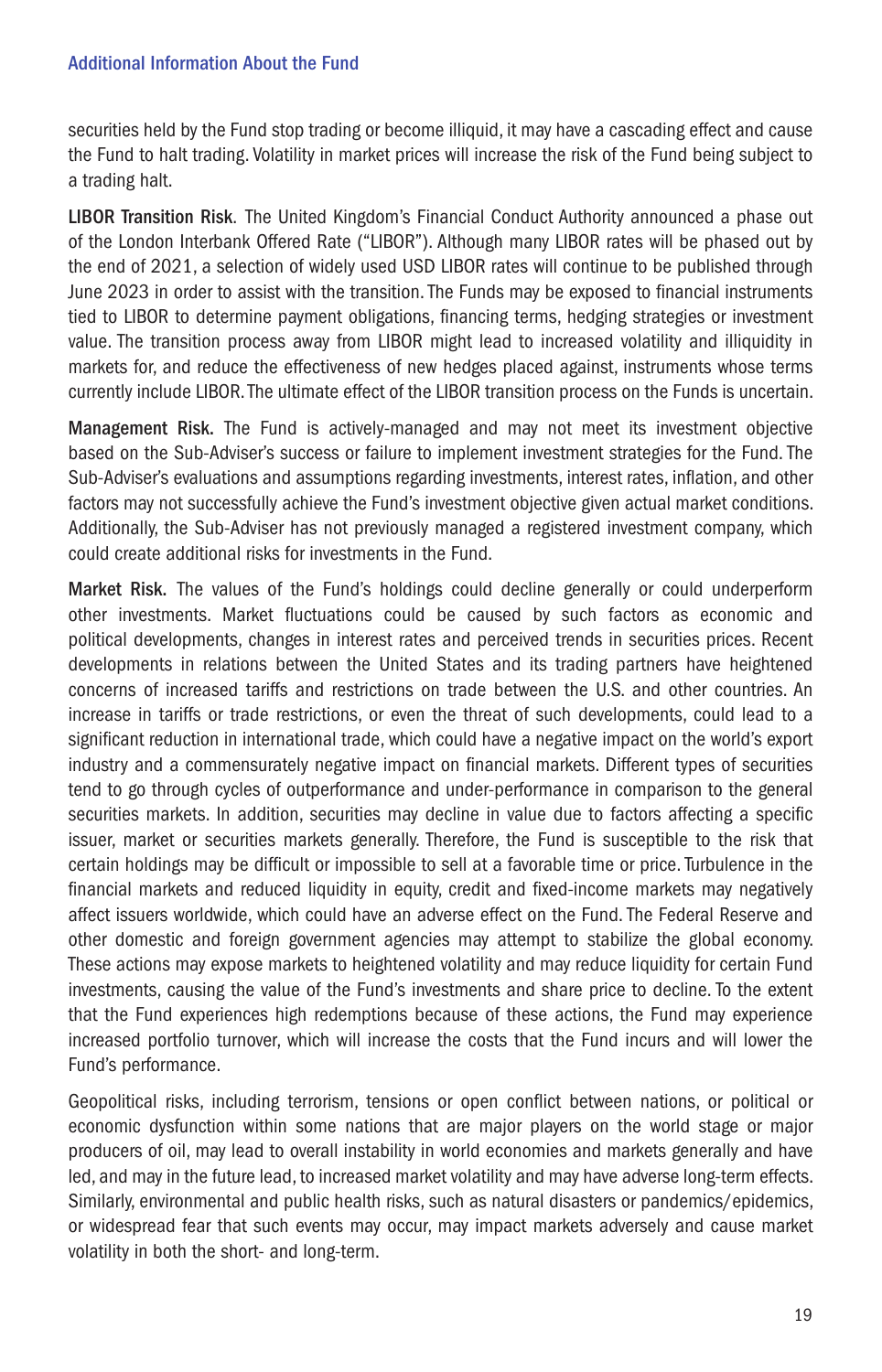securities held by the Fund stop trading or become illiquid, it may have a cascading effect and cause the Fund to halt trading. Volatility in market prices will increase the risk of the Fund being subject to a trading halt.

**LIBOR Transition Risk**. The United Kingdom's Financial Conduct Authority announced a phase out of the London Interbank Offered Rate ("LIBOR"). Although many LIBOR rates will be phased out by the end of 2021, a selection of widely used USD LIBOR rates will continue to be published through June 2023 in order to assist with the transition. The Funds may be exposed to financial instruments tied to LIBOR to determine payment obligations, financing terms, hedging strategies or investment value. The transition process away from LIBOR might lead to increased volatility and illiquidity in markets for, and reduce the effectiveness of new hedges placed against, instruments whose terms currently include LIBOR. The ultimate effect of the LIBOR transition process on the Funds is uncertain.

**Management Risk.** The Fund is actively-managed and may not meet its investment objective based on the Sub-Adviser's success or failure to implement investment strategies for the Fund. The Sub-Adviser's evaluations and assumptions regarding investments, interest rates, inflation, and other factors may not successfully achieve the Fund's investment objective given actual market conditions. Additionally, the Sub-Adviser has not previously managed a registered investment company, which could create additional risks for investments in the Fund.

**Market Risk.** The values of the Fund's holdings could decline generally or could underperform other investments. Market fluctuations could be caused by such factors as economic and political developments, changes in interest rates and perceived trends in securities prices. Recent developments in relations between the United States and its trading partners have heightened concerns of increased tariffs and restrictions on trade between the U.S. and other countries. An increase in tariffs or trade restrictions, or even the threat of such developments, could lead to a significant reduction in international trade, which could have a negative impact on the world's export industry and a commensurately negative impact on financial markets. Different types of securities tend to go through cycles of outperformance and under-performance in comparison to the general securities markets. In addition, securities may decline in value due to factors affecting a specific issuer, market or securities markets generally. Therefore, the Fund is susceptible to the risk that certain holdings may be difficult or impossible to sell at a favorable time or price. Turbulence in the financial markets and reduced liquidity in equity, credit and fixed-income markets may negatively affect issuers worldwide, which could have an adverse effect on the Fund. The Federal Reserve and other domestic and foreign government agencies may attempt to stabilize the global economy. These actions may expose markets to heightened volatility and may reduce liquidity for certain Fund investments, causing the value of the Fund's investments and share price to decline. To the extent that the Fund experiences high redemptions because of these actions, the Fund may experience increased portfolio turnover, which will increase the costs that the Fund incurs and will lower the Fund's performance.

Geopolitical risks, including terrorism, tensions or open conflict between nations, or political or economic dysfunction within some nations that are major players on the world stage or major producers of oil, may lead to overall instability in world economies and markets generally and have led, and may in the future lead, to increased market volatility and may have adverse long-term effects. Similarly, environmental and public health risks, such as natural disasters or pandemics/epidemics, or widespread fear that such events may occur, may impact markets adversely and cause market volatility in both the short- and long-term.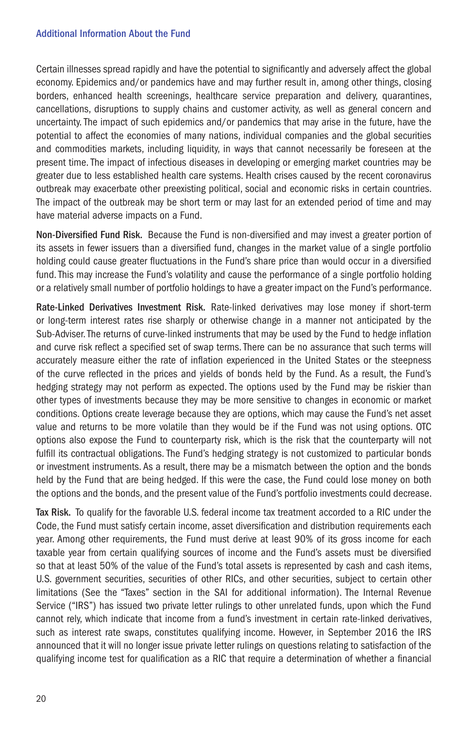Certain illnesses spread rapidly and have the potential to significantly and adversely affect the global economy. Epidemics and/or pandemics have and may further result in, among other things, closing borders, enhanced health screenings, healthcare service preparation and delivery, quarantines, cancellations, disruptions to supply chains and customer activity, as well as general concern and uncertainty. The impact of such epidemics and/or pandemics that may arise in the future, have the potential to affect the economies of many nations, individual companies and the global securities and commodities markets, including liquidity, in ways that cannot necessarily be foreseen at the present time. The impact of infectious diseases in developing or emerging market countries may be greater due to less established health care systems. Health crises caused by the recent coronavirus outbreak may exacerbate other preexisting political, social and economic risks in certain countries. The impact of the outbreak may be short term or may last for an extended period of time and may have material adverse impacts on a Fund.

**Non-Diversified Fund Risk.** Because the Fund is non-diversified and may invest a greater portion of its assets in fewer issuers than a diversified fund, changes in the market value of a single portfolio holding could cause greater fluctuations in the Fund's share price than would occur in a diversified fund. This may increase the Fund's volatility and cause the performance of a single portfolio holding or a relatively small number of portfolio holdings to have a greater impact on the Fund's performance.

**Rate-Linked Derivatives Investment Risk.** Rate-linked derivatives may lose money if short-term or long-term interest rates rise sharply or otherwise change in a manner not anticipated by the Sub-Adviser. The returns of curve-linked instruments that may be used by the Fund to hedge inflation and curve risk reflect a specified set of swap terms. There can be no assurance that such terms will accurately measure either the rate of inflation experienced in the United States or the steepness of the curve reflected in the prices and yields of bonds held by the Fund. As a result, the Fund's hedging strategy may not perform as expected. The options used by the Fund may be riskier than other types of investments because they may be more sensitive to changes in economic or market conditions. Options create leverage because they are options, which may cause the Fund's net asset value and returns to be more volatile than they would be if the Fund was not using options. OTC options also expose the Fund to counterparty risk, which is the risk that the counterparty will not fulfill its contractual obligations. The Fund's hedging strategy is not customized to particular bonds or investment instruments. As a result, there may be a mismatch between the option and the bonds held by the Fund that are being hedged. If this were the case, the Fund could lose money on both the options and the bonds, and the present value of the Fund's portfolio investments could decrease.

**Tax Risk.** To qualify for the favorable U.S. federal income tax treatment accorded to a RIC under the Code, the Fund must satisfy certain income, asset diversification and distribution requirements each year. Among other requirements, the Fund must derive at least 90% of its gross income for each taxable year from certain qualifying sources of income and the Fund's assets must be diversified so that at least 50% of the value of the Fund's total assets is represented by cash and cash items, U.S. government securities, securities of other RICs, and other securities, subject to certain other limitations (See the "Taxes" section in the SAI for additional information). The Internal Revenue Service ("IRS") has issued two private letter rulings to other unrelated funds, upon which the Fund cannot rely, which indicate that income from a fund's investment in certain rate-linked derivatives, such as interest rate swaps, constitutes qualifying income. However, in September 2016 the IRS announced that it will no longer issue private letter rulings on questions relating to satisfaction of the qualifying income test for qualification as a RIC that require a determination of whether a financial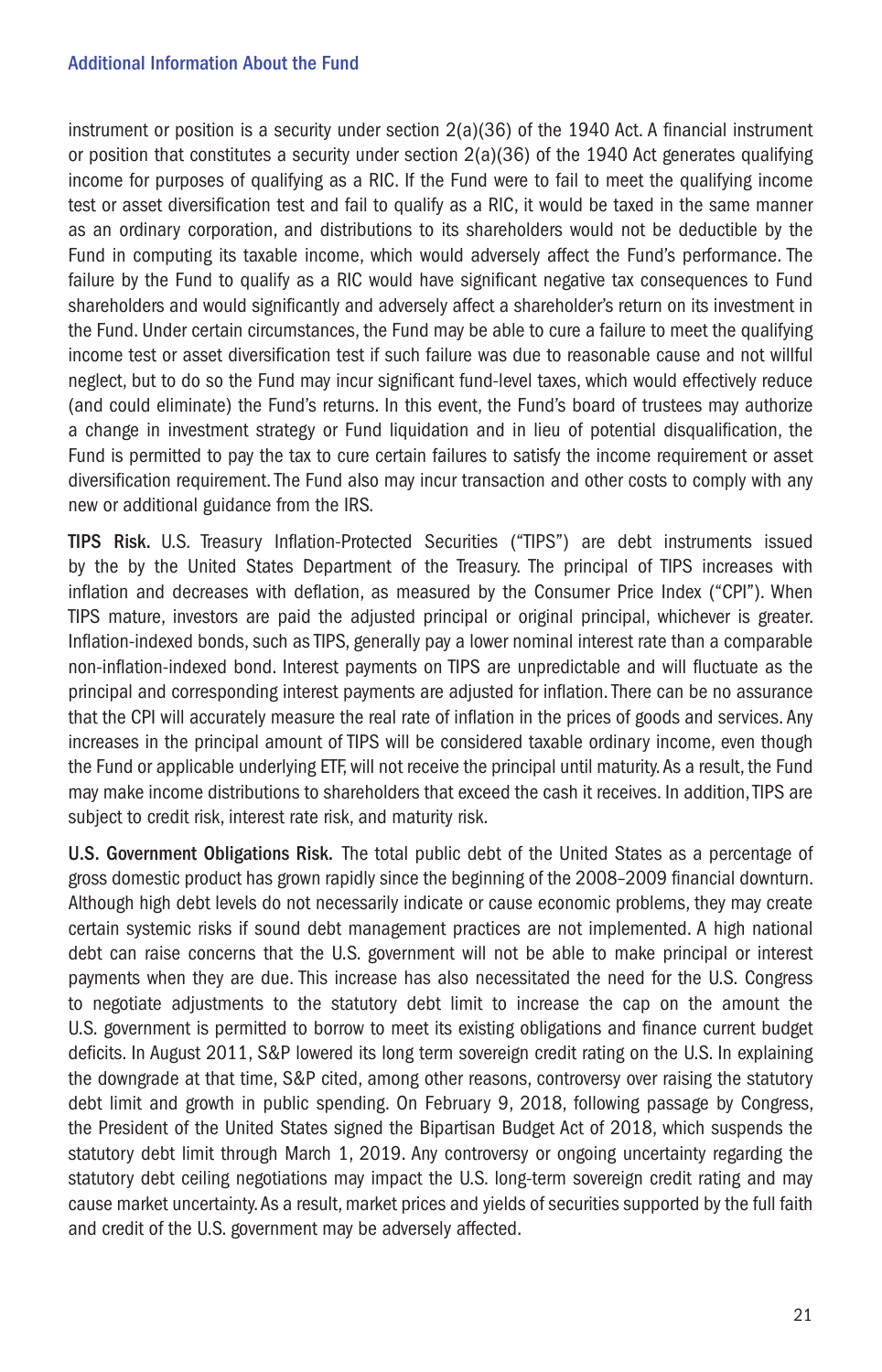instrument or position is a security under section 2(a)(36) of the 1940 Act. A financial instrument or position that constitutes a security under section 2(a)(36) of the 1940 Act generates qualifying income for purposes of qualifying as a RIC. If the Fund were to fail to meet the qualifying income test or asset diversification test and fail to qualify as a RIC, it would be taxed in the same manner as an ordinary corporation, and distributions to its shareholders would not be deductible by the Fund in computing its taxable income, which would adversely affect the Fund's performance. The failure by the Fund to qualify as a RIC would have significant negative tax consequences to Fund shareholders and would significantly and adversely affect a shareholder's return on its investment in the Fund. Under certain circumstances, the Fund may be able to cure a failure to meet the qualifying income test or asset diversification test if such failure was due to reasonable cause and not willful neglect, but to do so the Fund may incur significant fund-level taxes, which would effectively reduce (and could eliminate) the Fund's returns. In this event, the Fund's board of trustees may authorize a change in investment strategy or Fund liquidation and in lieu of potential disqualification, the Fund is permitted to pay the tax to cure certain failures to satisfy the income requirement or asset diversification requirement. The Fund also may incur transaction and other costs to comply with any new or additional guidance from the IRS.

**TIPS Risk.** U.S. Treasury Inflation-Protected Securities ("TIPS") are debt instruments issued by the by the United States Department of the Treasury. The principal of TIPS increases with inflation and decreases with deflation, as measured by the Consumer Price Index ("CPI"). When TIPS mature, investors are paid the adjusted principal or original principal, whichever is greater. Inflation-indexed bonds, such as TIPS, generally pay a lower nominal interest rate than a comparable non-inflation-indexed bond. Interest payments on TIPS are unpredictable and will fluctuate as the principal and corresponding interest payments are adjusted for inflation. There can be no assurance that the CPI will accurately measure the real rate of inflation in the prices of goods and services. Any increases in the principal amount of TIPS will be considered taxable ordinary income, even though the Fund or applicable underlying ETF, will not receive the principal until maturity. As a result, the Fund may make income distributions to shareholders that exceed the cash it receives. In addition, TIPS are subject to credit risk, interest rate risk, and maturity risk.

**U.S. Government Obligations Risk.** The total public debt of the United States as a percentage of gross domestic product has grown rapidly since the beginning of the 2008–2009 financial downturn. Although high debt levels do not necessarily indicate or cause economic problems, they may create certain systemic risks if sound debt management practices are not implemented. A high national debt can raise concerns that the U.S. government will not be able to make principal or interest payments when they are due. This increase has also necessitated the need for the U.S. Congress to negotiate adjustments to the statutory debt limit to increase the cap on the amount the U.S. government is permitted to borrow to meet its existing obligations and finance current budget deficits. In August 2011, S&P lowered its long term sovereign credit rating on the U.S. In explaining the downgrade at that time, S&P cited, among other reasons, controversy over raising the statutory debt limit and growth in public spending. On February 9, 2018, following passage by Congress, the President of the United States signed the Bipartisan Budget Act of 2018, which suspends the statutory debt limit through March 1, 2019. Any controversy or ongoing uncertainty regarding the statutory debt ceiling negotiations may impact the U.S. long-term sovereign credit rating and may cause market uncertainty. As a result, market prices and yields of securities supported by the full faith and credit of the U.S. government may be adversely affected.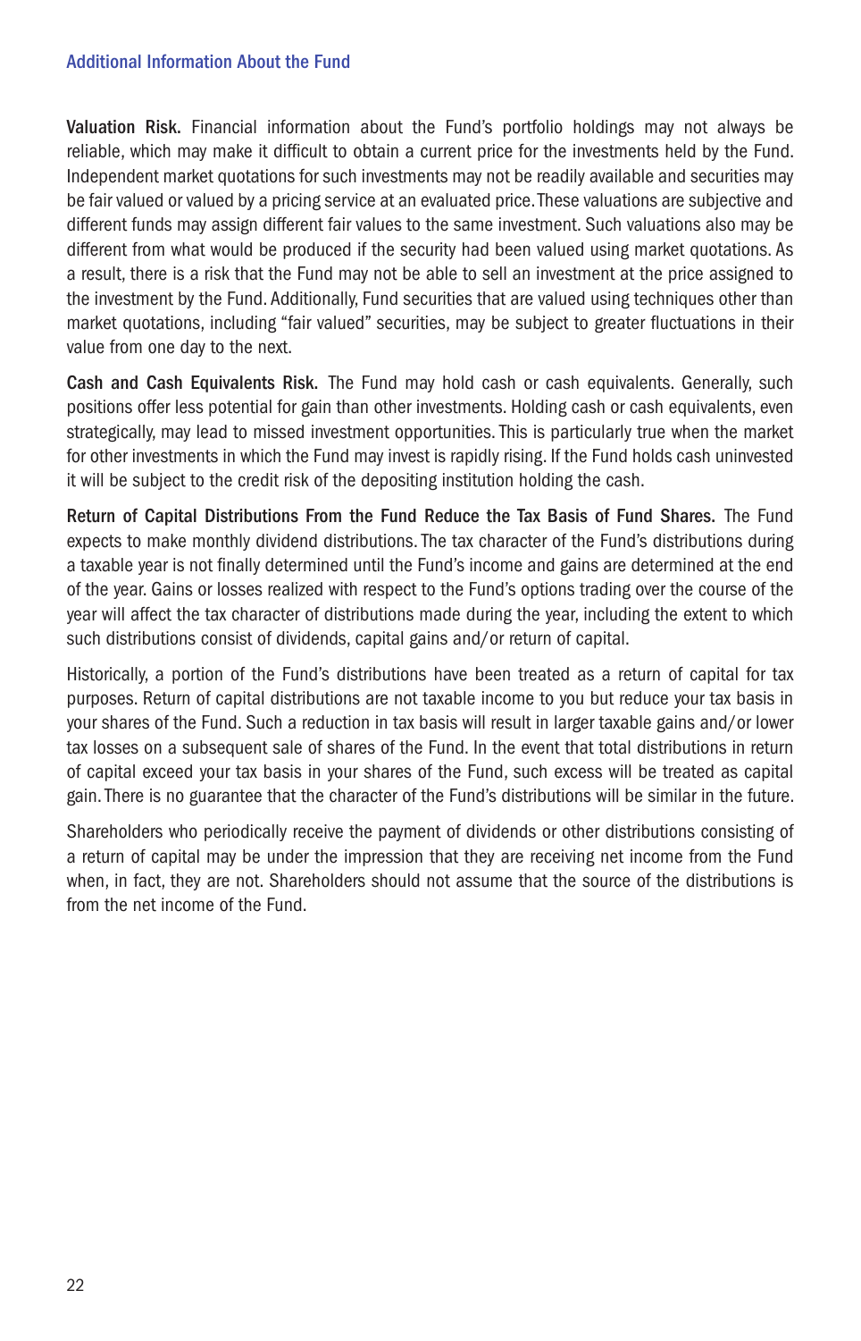**Valuation Risk.** Financial information about the Fund's portfolio holdings may not always be reliable, which may make it difficult to obtain a current price for the investments held by the Fund. Independent market quotations for such investments may not be readily available and securities may be fair valued or valued by a pricing service at an evaluated price. These valuations are subjective and different funds may assign different fair values to the same investment. Such valuations also may be different from what would be produced if the security had been valued using market quotations. As a result, there is a risk that the Fund may not be able to sell an investment at the price assigned to the investment by the Fund. Additionally, Fund securities that are valued using techniques other than market quotations, including "fair valued" securities, may be subject to greater fluctuations in their value from one day to the next.

**Cash and Cash Equivalents Risk.** The Fund may hold cash or cash equivalents. Generally, such positions offer less potential for gain than other investments. Holding cash or cash equivalents, even strategically, may lead to missed investment opportunities. This is particularly true when the market for other investments in which the Fund may invest is rapidly rising. If the Fund holds cash uninvested it will be subject to the credit risk of the depositing institution holding the cash.

**Return of Capital Distributions From the Fund Reduce the Tax Basis of Fund Shares.** The Fund expects to make monthly dividend distributions. The tax character of the Fund's distributions during a taxable year is not finally determined until the Fund's income and gains are determined at the end of the year. Gains or losses realized with respect to the Fund's options trading over the course of the year will affect the tax character of distributions made during the year, including the extent to which such distributions consist of dividends, capital gains and/or return of capital.

Historically, a portion of the Fund's distributions have been treated as a return of capital for tax purposes. Return of capital distributions are not taxable income to you but reduce your tax basis in your shares of the Fund. Such a reduction in tax basis will result in larger taxable gains and/or lower tax losses on a subsequent sale of shares of the Fund. In the event that total distributions in return of capital exceed your tax basis in your shares of the Fund, such excess will be treated as capital gain. There is no guarantee that the character of the Fund's distributions will be similar in the future.

Shareholders who periodically receive the payment of dividends or other distributions consisting of a return of capital may be under the impression that they are receiving net income from the Fund when, in fact, they are not. Shareholders should not assume that the source of the distributions is from the net income of the Fund.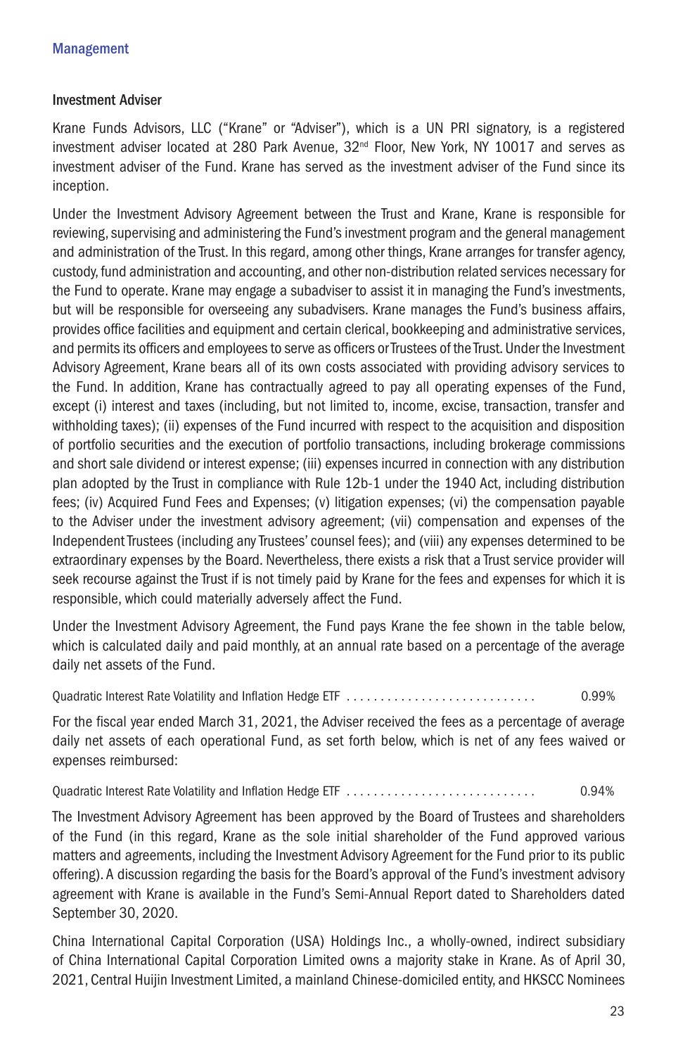## Management

### Investment Adviser

Krane Funds Advisors, LLC ("Krane" or "Adviser"), which is a UN PRI signatory, is a registered investment adviser located at 280 Park Avenue, 32nd Floor, New York, NY 10017 and serves as investment adviser of the Fund. Krane has served as the investment adviser of the Fund since its inception.

Under the Investment Advisory Agreement between the Trust and Krane, Krane is responsible for reviewing, supervising and administering the Fund's investment program and the general management and administration of the Trust. In this regard, among other things, Krane arranges for transfer agency, custody, fund administration and accounting, and other non-distribution related services necessary for the Fund to operate. Krane may engage a subadviser to assist it in managing the Fund's investments, but will be responsible for overseeing any subadvisers. Krane manages the Fund's business affairs, provides office facilities and equipment and certain clerical, bookkeeping and administrative services, and permits its officers and employees to serve as officers or Trustees of the Trust. Under the Investment Advisory Agreement, Krane bears all of its own costs associated with providing advisory services to the Fund. In addition, Krane has contractually agreed to pay all operating expenses of the Fund, except (i) interest and taxes (including, but not limited to, income, excise, transaction, transfer and withholding taxes); (ii) expenses of the Fund incurred with respect to the acquisition and disposition of portfolio securities and the execution of portfolio transactions, including brokerage commissions and short sale dividend or interest expense; (iii) expenses incurred in connection with any distribution plan adopted by the Trust in compliance with Rule 12b-1 under the 1940 Act, including distribution fees; (iv) Acquired Fund Fees and Expenses; (v) litigation expenses; (vi) the compensation payable to the Adviser under the investment advisory agreement; (vii) compensation and expenses of the Independent Trustees (including any Trustees' counsel fees); and (viii) any expenses determined to be extraordinary expenses by the Board. Nevertheless, there exists a risk that a Trust service provider will seek recourse against the Trust if is not timely paid by Krane for the fees and expenses for which it is responsible, which could materially adversely affect the Fund.

Under the Investment Advisory Agreement, the Fund pays Krane the fee shown in the table below, which is calculated daily and paid monthly, at an annual rate based on a percentage of the average daily net assets of the Fund.

| | |
|---|---|
| Quadratic Interest Rate Volatility and Inflation Hedge ETF | 0.99% |

For the fiscal year ended March 31, 2021, the Adviser received the fees as a percentage of average daily net assets of each operational Fund, as set forth below, which is net of any fees waived or expenses reimbursed:

| | |
|---|---|
| Quadratic Interest Rate Volatility and Inflation Hedge ETF | 0.94% |

The Investment Advisory Agreement has been approved by the Board of Trustees and shareholders of the Fund (in this regard, Krane as the sole initial shareholder of the Fund approved various matters and agreements, including the Investment Advisory Agreement for the Fund prior to its public offering). A discussion regarding the basis for the Board's approval of the Fund's investment advisory agreement with Krane is available in the Fund's Semi-Annual Report dated to Shareholders dated September 30, 2020.

China International Capital Corporation (USA) Holdings Inc., a wholly-owned, indirect subsidiary of China International Capital Corporation Limited owns a majority stake in Krane. As of April 30, 2021, Central Huijin Investment Limited, a mainland Chinese-domiciled entity, and HKSCC Nominees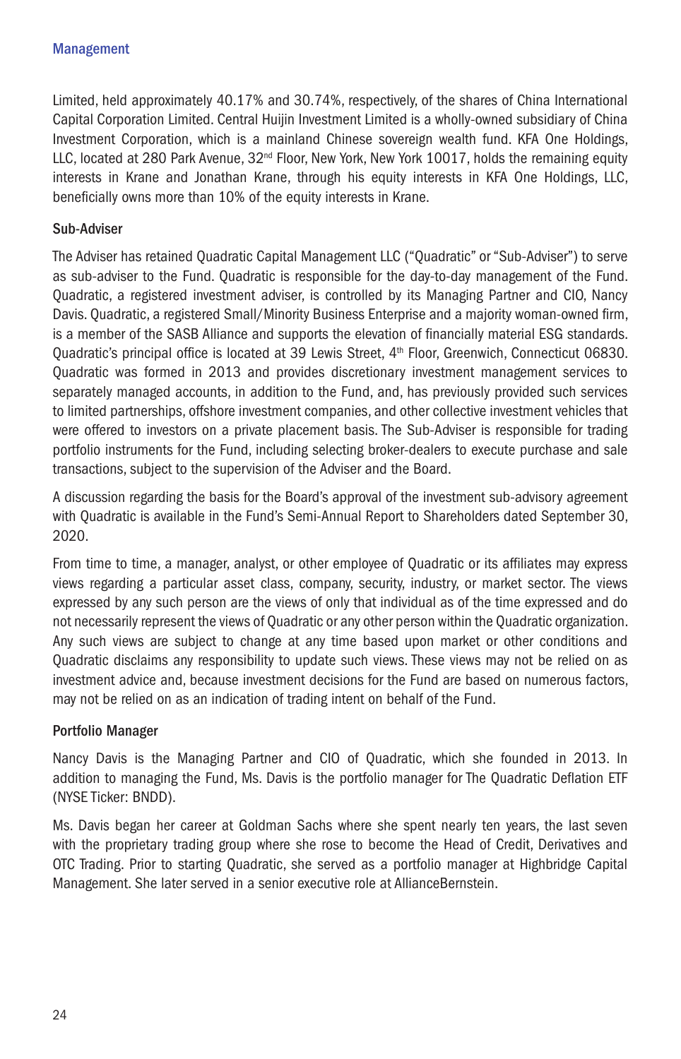Limited, held approximately 40.17% and 30.74%, respectively, of the shares of China International Capital Corporation Limited. Central Huijin Investment Limited is a wholly-owned subsidiary of China Investment Corporation, which is a mainland Chinese sovereign wealth fund. KFA One Holdings, LLC, located at 280 Park Avenue, 32nd Floor, New York, New York 10017, holds the remaining equity interests in Krane and Jonathan Krane, through his equity interests in KFA One Holdings, LLC, beneficially owns more than 10% of the equity interests in Krane.

### Sub-Adviser

The Adviser has retained Quadratic Capital Management LLC ("Quadratic" or "Sub-Adviser") to serve as sub-adviser to the Fund. Quadratic is responsible for the day-to-day management of the Fund. Quadratic, a registered investment adviser, is controlled by its Managing Partner and CIO, Nancy Davis. Quadratic, a registered Small/Minority Business Enterprise and a majority woman-owned firm, is a member of the SASB Alliance and supports the elevation of financially material ESG standards. Quadratic's principal office is located at 39 Lewis Street, 4th Floor, Greenwich, Connecticut 06830. Quadratic was formed in 2013 and provides discretionary investment management services to separately managed accounts, in addition to the Fund, and, has previously provided such services to limited partnerships, offshore investment companies, and other collective investment vehicles that were offered to investors on a private placement basis. The Sub-Adviser is responsible for trading portfolio instruments for the Fund, including selecting broker-dealers to execute purchase and sale transactions, subject to the supervision of the Adviser and the Board.

A discussion regarding the basis for the Board's approval of the investment sub-advisory agreement with Quadratic is available in the Fund's Semi-Annual Report to Shareholders dated September 30, 2020.

From time to time, a manager, analyst, or other employee of Quadratic or its affiliates may express views regarding a particular asset class, company, security, industry, or market sector. The views expressed by any such person are the views of only that individual as of the time expressed and do not necessarily represent the views of Quadratic or any other person within the Quadratic organization. Any such views are subject to change at any time based upon market or other conditions and Quadratic disclaims any responsibility to update such views. These views may not be relied on as investment advice and, because investment decisions for the Fund are based on numerous factors, may not be relied on as an indication of trading intent on behalf of the Fund.

### Portfolio Manager

Nancy Davis is the Managing Partner and CIO of Quadratic, which she founded in 2013. In addition to managing the Fund, Ms. Davis is the portfolio manager for The Quadratic Deflation ETF (NYSE Ticker: BNDD).

Ms. Davis began her career at Goldman Sachs where she spent nearly ten years, the last seven with the proprietary trading group where she rose to become the Head of Credit, Derivatives and OTC Trading. Prior to starting Quadratic, she served as a portfolio manager at Highbridge Capital Management. She later served in a senior executive role at AllianceBernstein.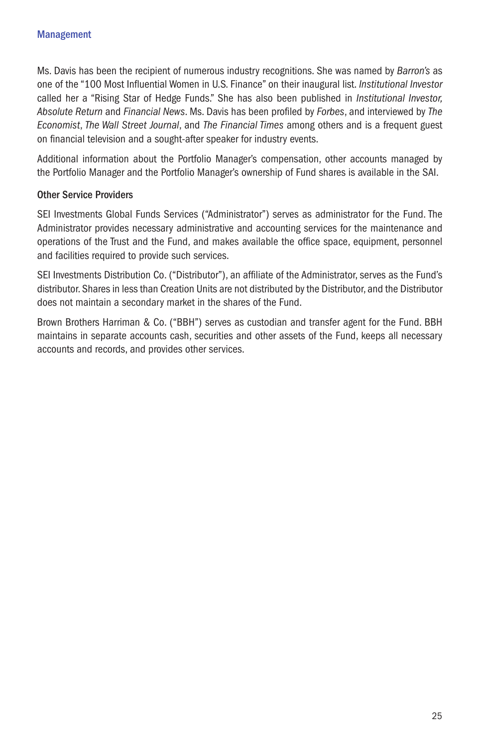Ms. Davis has been the recipient of numerous industry recognitions. She was named by *Barron's* as one of the "100 Most Influential Women in U.S. Finance" on their inaugural list. *Institutional Investor* called her a "Rising Star of Hedge Funds." She has also been published in *Institutional Investor, Absolute Return* and *Financial News*. Ms. Davis has been profiled by *Forbes*, and interviewed by *The Economist*, *The Wall Street Journal*, and *The Financial Times* among others and is a frequent guest on financial television and a sought-after speaker for industry events.

Additional information about the Portfolio Manager's compensation, other accounts managed by the Portfolio Manager and the Portfolio Manager's ownership of Fund shares is available in the SAI.

### Other Service Providers

SEI Investments Global Funds Services ("Administrator") serves as administrator for the Fund. The Administrator provides necessary administrative and accounting services for the maintenance and operations of the Trust and the Fund, and makes available the office space, equipment, personnel and facilities required to provide such services.

SEI Investments Distribution Co. ("Distributor"), an affiliate of the Administrator, serves as the Fund's distributor. Shares in less than Creation Units are not distributed by the Distributor, and the Distributor does not maintain a secondary market in the shares of the Fund.

Brown Brothers Harriman & Co. ("BBH") serves as custodian and transfer agent for the Fund. BBH maintains in separate accounts cash, securities and other assets of the Fund, keeps all necessary accounts and records, and provides other services.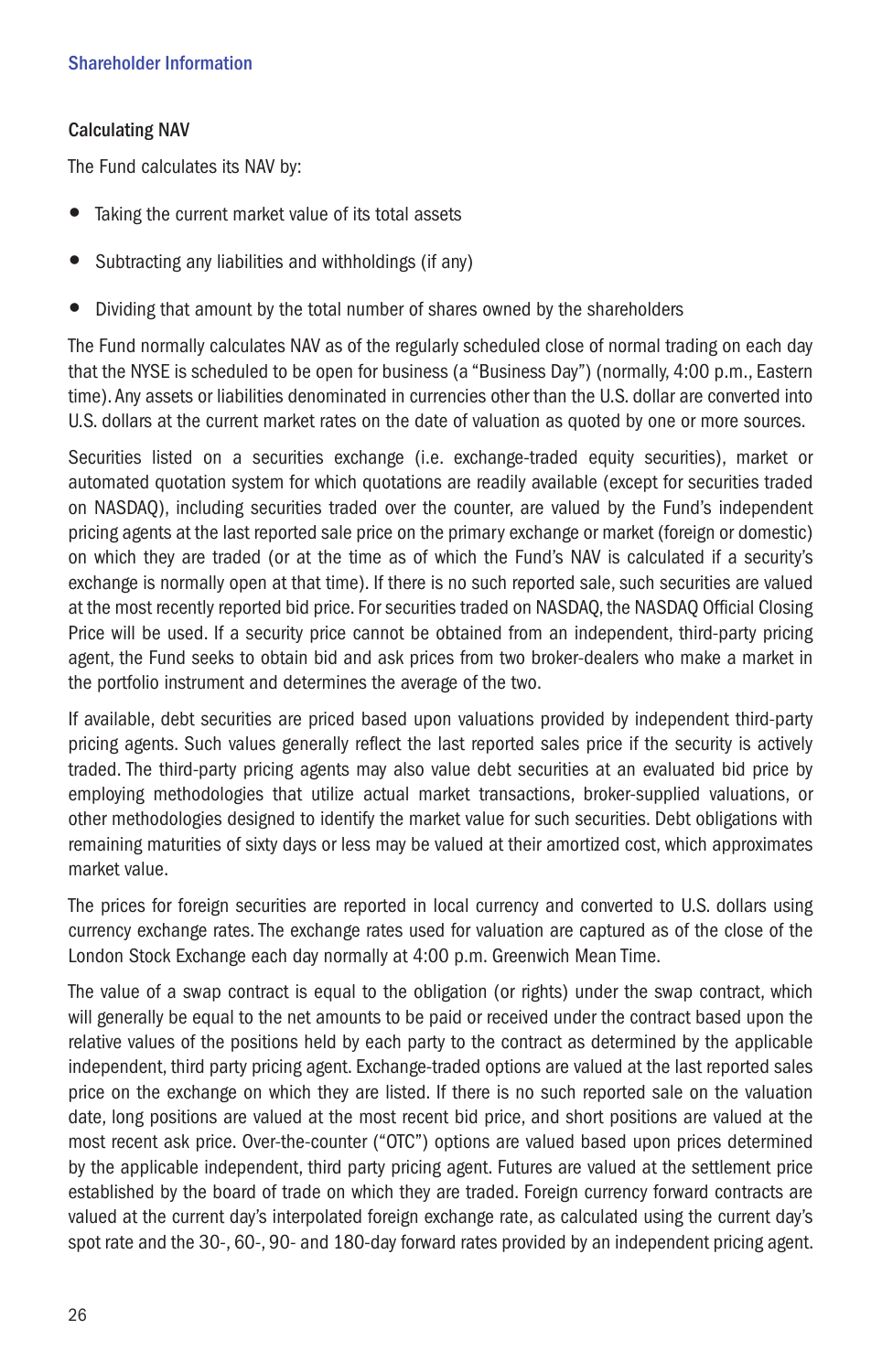## Calculating NAV

The Fund calculates its NAV by:

- Taking the current market value of its total assets
- Subtracting any liabilities and withholdings (if any)
- Dividing that amount by the total number of shares owned by the shareholders

The Fund normally calculates NAV as of the regularly scheduled close of normal trading on each day that the NYSE is scheduled to be open for business (a "Business Day") (normally, 4:00 p.m., Eastern time). Any assets or liabilities denominated in currencies other than the U.S. dollar are converted into U.S. dollars at the current market rates on the date of valuation as quoted by one or more sources.

Securities listed on a securities exchange (i.e. exchange-traded equity securities), market or automated quotation system for which quotations are readily available (except for securities traded on NASDAQ), including securities traded over the counter, are valued by the Fund's independent pricing agents at the last reported sale price on the primary exchange or market (foreign or domestic) on which they are traded (or at the time as of which the Fund's NAV is calculated if a security's exchange is normally open at that time). If there is no such reported sale, such securities are valued at the most recently reported bid price. For securities traded on NASDAQ, the NASDAQ Official Closing Price will be used. If a security price cannot be obtained from an independent, third-party pricing agent, the Fund seeks to obtain bid and ask prices from two broker-dealers who make a market in the portfolio instrument and determines the average of the two.

If available, debt securities are priced based upon valuations provided by independent third-party pricing agents. Such values generally reflect the last reported sales price if the security is actively traded. The third-party pricing agents may also value debt securities at an evaluated bid price by employing methodologies that utilize actual market transactions, broker-supplied valuations, or other methodologies designed to identify the market value for such securities. Debt obligations with remaining maturities of sixty days or less may be valued at their amortized cost, which approximates market value.

The prices for foreign securities are reported in local currency and converted to U.S. dollars using currency exchange rates. The exchange rates used for valuation are captured as of the close of the London Stock Exchange each day normally at 4:00 p.m. Greenwich Mean Time.

The value of a swap contract is equal to the obligation (or rights) under the swap contract, which will generally be equal to the net amounts to be paid or received under the contract based upon the relative values of the positions held by each party to the contract as determined by the applicable independent, third party pricing agent. Exchange-traded options are valued at the last reported sales price on the exchange on which they are listed. If there is no such reported sale on the valuation date, long positions are valued at the most recent bid price, and short positions are valued at the most recent ask price. Over-the-counter ("OTC") options are valued based upon prices determined by the applicable independent, third party pricing agent. Futures are valued at the settlement price established by the board of trade on which they are traded. Foreign currency forward contracts are valued at the current day's interpolated foreign exchange rate, as calculated using the current day's spot rate and the 30-, 60-, 90- and 180-day forward rates provided by an independent pricing agent.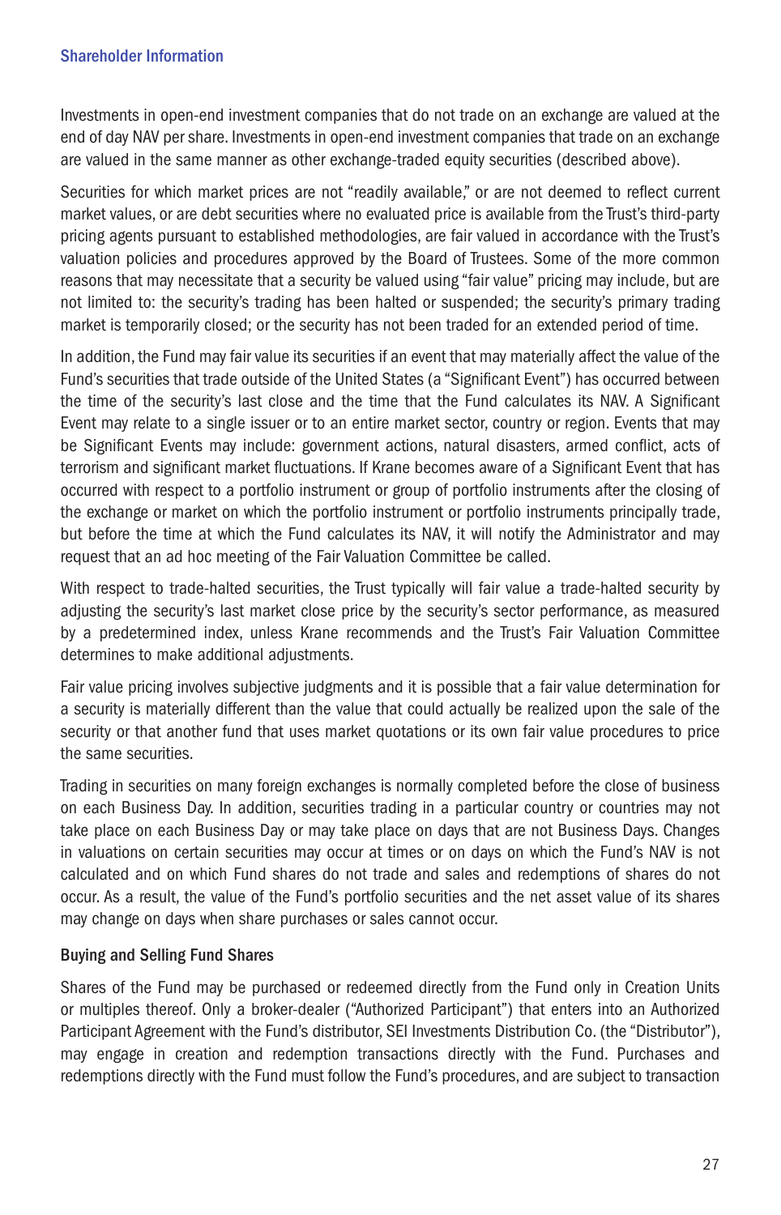Investments in open-end investment companies that do not trade on an exchange are valued at the end of day NAV per share. Investments in open-end investment companies that trade on an exchange are valued in the same manner as other exchange-traded equity securities (described above).

Securities for which market prices are not "readily available," or are not deemed to reflect current market values, or are debt securities where no evaluated price is available from the Trust's third-party pricing agents pursuant to established methodologies, are fair valued in accordance with the Trust's valuation policies and procedures approved by the Board of Trustees. Some of the more common reasons that may necessitate that a security be valued using "fair value" pricing may include, but are not limited to: the security's trading has been halted or suspended; the security's primary trading market is temporarily closed; or the security has not been traded for an extended period of time.

In addition, the Fund may fair value its securities if an event that may materially affect the value of the Fund's securities that trade outside of the United States (a "Significant Event") has occurred between the time of the security's last close and the time that the Fund calculates its NAV. A Significant Event may relate to a single issuer or to an entire market sector, country or region. Events that may be Significant Events may include: government actions, natural disasters, armed conflict, acts of terrorism and significant market fluctuations. If Krane becomes aware of a Significant Event that has occurred with respect to a portfolio instrument or group of portfolio instruments after the closing of the exchange or market on which the portfolio instrument or portfolio instruments principally trade, but before the time at which the Fund calculates its NAV, it will notify the Administrator and may request that an ad hoc meeting of the Fair Valuation Committee be called.

With respect to trade-halted securities, the Trust typically will fair value a trade-halted security by adjusting the security's last market close price by the security's sector performance, as measured by a predetermined index, unless Krane recommends and the Trust's Fair Valuation Committee determines to make additional adjustments.

Fair value pricing involves subjective judgments and it is possible that a fair value determination for a security is materially different than the value that could actually be realized upon the sale of the security or that another fund that uses market quotations or its own fair value procedures to price the same securities.

Trading in securities on many foreign exchanges is normally completed before the close of business on each Business Day. In addition, securities trading in a particular country or countries may not take place on each Business Day or may take place on days that are not Business Days. Changes in valuations on certain securities may occur at times or on days on which the Fund's NAV is not calculated and on which Fund shares do not trade and sales and redemptions of shares do not occur. As a result, the value of the Fund's portfolio securities and the net asset value of its shares may change on days when share purchases or sales cannot occur.

### Buying and Selling Fund Shares

Shares of the Fund may be purchased or redeemed directly from the Fund only in Creation Units or multiples thereof. Only a broker-dealer ("Authorized Participant") that enters into an Authorized Participant Agreement with the Fund's distributor, SEI Investments Distribution Co. (the "Distributor"), may engage in creation and redemption transactions directly with the Fund. Purchases and redemptions directly with the Fund must follow the Fund's procedures, and are subject to transaction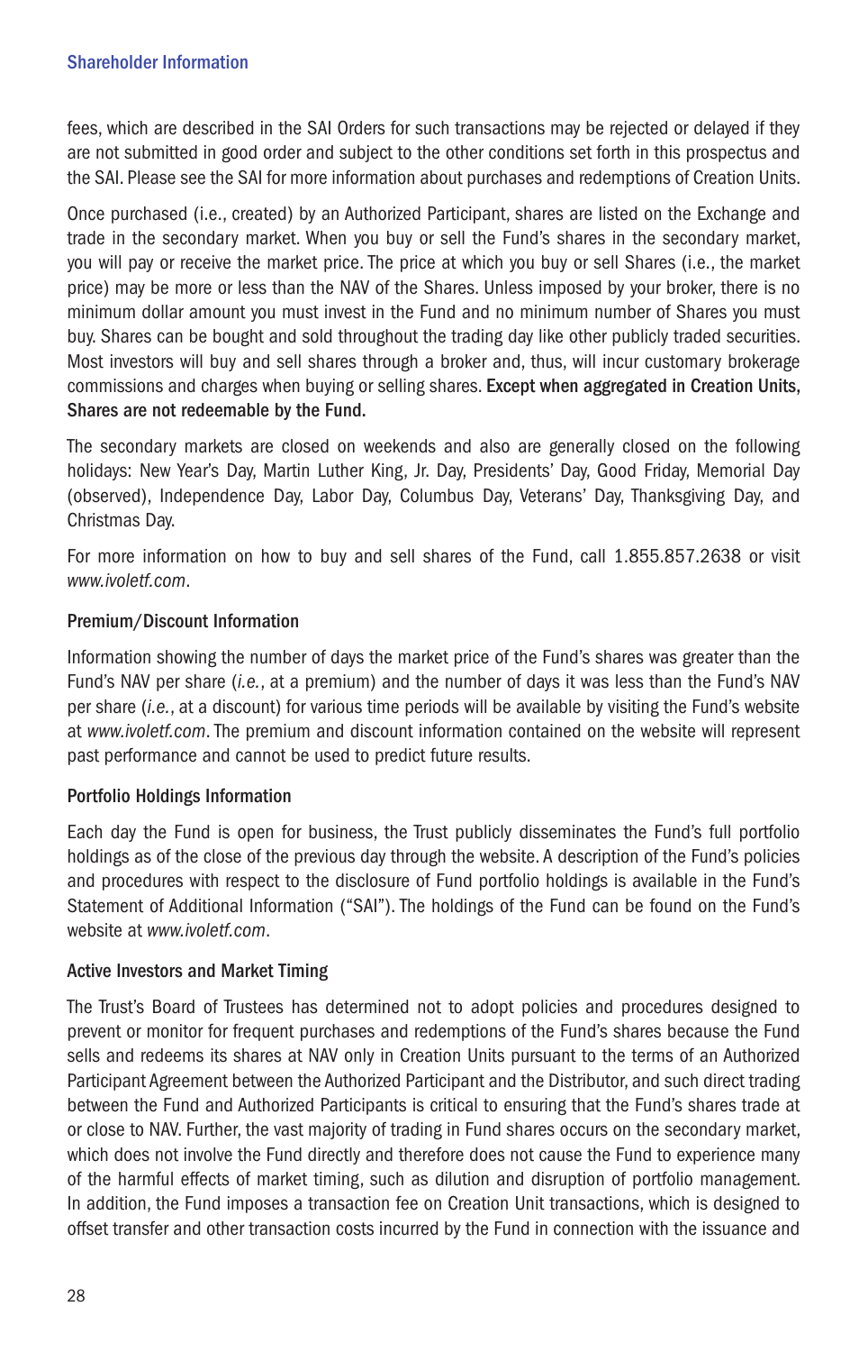fees, which are described in the SAI Orders for such transactions may be rejected or delayed if they are not submitted in good order and subject to the other conditions set forth in this prospectus and the SAI. Please see the SAI for more information about purchases and redemptions of Creation Units.

Once purchased (i.e., created) by an Authorized Participant, shares are listed on the Exchange and trade in the secondary market. When you buy or sell the Fund's shares in the secondary market, you will pay or receive the market price. The price at which you buy or sell Shares (i.e., the market price) may be more or less than the NAV of the Shares. Unless imposed by your broker, there is no minimum dollar amount you must invest in the Fund and no minimum number of Shares you must buy. Shares can be bought and sold throughout the trading day like other publicly traded securities. Most investors will buy and sell shares through a broker and, thus, will incur customary brokerage commissions and charges when buying or selling shares. **Except when aggregated in Creation Units, Shares are not redeemable by the Fund.**

The secondary markets are closed on weekends and also are generally closed on the following holidays: New Year's Day, Martin Luther King, Jr. Day, Presidents' Day, Good Friday, Memorial Day (observed), Independence Day, Labor Day, Columbus Day, Veterans' Day, Thanksgiving Day, and Christmas Day.

For more information on how to buy and sell shares of the Fund, call 1.855.857.2638 or visit *www.ivoletf.com*.

### Premium/Discount Information

Information showing the number of days the market price of the Fund's shares was greater than the Fund's NAV per share (*i.e.*, at a premium) and the number of days it was less than the Fund's NAV per share (*i.e.*, at a discount) for various time periods will be available by visiting the Fund's website at *www.ivoletf.com*. The premium and discount information contained on the website will represent past performance and cannot be used to predict future results.

### Portfolio Holdings Information

Each day the Fund is open for business, the Trust publicly disseminates the Fund's full portfolio holdings as of the close of the previous day through the website. A description of the Fund's policies and procedures with respect to the disclosure of Fund portfolio holdings is available in the Fund's Statement of Additional Information ("SAI"). The holdings of the Fund can be found on the Fund's website at *www.ivoletf.com*.

### Active Investors and Market Timing

The Trust's Board of Trustees has determined not to adopt policies and procedures designed to prevent or monitor for frequent purchases and redemptions of the Fund's shares because the Fund sells and redeems its shares at NAV only in Creation Units pursuant to the terms of an Authorized Participant Agreement between the Authorized Participant and the Distributor, and such direct trading between the Fund and Authorized Participants is critical to ensuring that the Fund's shares trade at or close to NAV. Further, the vast majority of trading in Fund shares occurs on the secondary market, which does not involve the Fund directly and therefore does not cause the Fund to experience many of the harmful effects of market timing, such as dilution and disruption of portfolio management. In addition, the Fund imposes a transaction fee on Creation Unit transactions, which is designed to offset transfer and other transaction costs incurred by the Fund in connection with the issuance and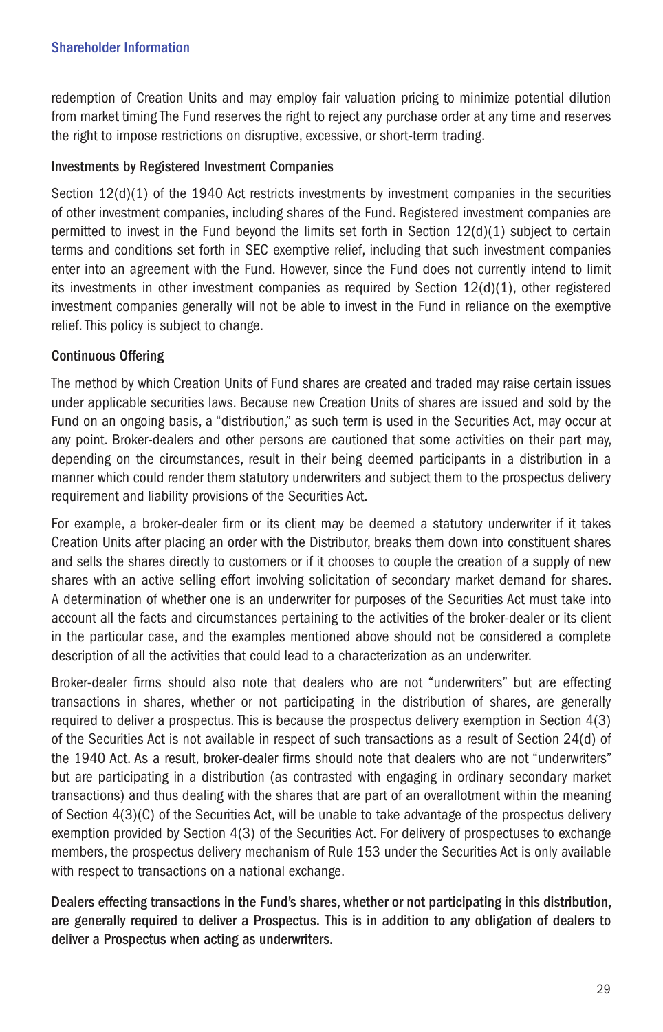redemption of Creation Units and may employ fair valuation pricing to minimize potential dilution from market timing The Fund reserves the right to reject any purchase order at any time and reserves the right to impose restrictions on disruptive, excessive, or short-term trading.

### Investments by Registered Investment Companies

Section 12(d)(1) of the 1940 Act restricts investments by investment companies in the securities of other investment companies, including shares of the Fund. Registered investment companies are permitted to invest in the Fund beyond the limits set forth in Section 12(d)(1) subject to certain terms and conditions set forth in SEC exemptive relief, including that such investment companies enter into an agreement with the Fund. However, since the Fund does not currently intend to limit its investments in other investment companies as required by Section 12(d)(1), other registered investment companies generally will not be able to invest in the Fund in reliance on the exemptive relief. This policy is subject to change.

### Continuous Offering

The method by which Creation Units of Fund shares are created and traded may raise certain issues under applicable securities laws. Because new Creation Units of shares are issued and sold by the Fund on an ongoing basis, a "distribution," as such term is used in the Securities Act, may occur at any point. Broker-dealers and other persons are cautioned that some activities on their part may, depending on the circumstances, result in their being deemed participants in a distribution in a manner which could render them statutory underwriters and subject them to the prospectus delivery requirement and liability provisions of the Securities Act.

For example, a broker-dealer firm or its client may be deemed a statutory underwriter if it takes Creation Units after placing an order with the Distributor, breaks them down into constituent shares and sells the shares directly to customers or if it chooses to couple the creation of a supply of new shares with an active selling effort involving solicitation of secondary market demand for shares. A determination of whether one is an underwriter for purposes of the Securities Act must take into account all the facts and circumstances pertaining to the activities of the broker-dealer or its client in the particular case, and the examples mentioned above should not be considered a complete description of all the activities that could lead to a characterization as an underwriter.

Broker-dealer firms should also note that dealers who are not "underwriters" but are effecting transactions in shares, whether or not participating in the distribution of shares, are generally required to deliver a prospectus. This is because the prospectus delivery exemption in Section 4(3) of the Securities Act is not available in respect of such transactions as a result of Section 24(d) of the 1940 Act. As a result, broker-dealer firms should note that dealers who are not "underwriters" but are participating in a distribution (as contrasted with engaging in ordinary secondary market transactions) and thus dealing with the shares that are part of an overallotment within the meaning of Section 4(3)(C) of the Securities Act, will be unable to take advantage of the prospectus delivery exemption provided by Section 4(3) of the Securities Act. For delivery of prospectuses to exchange members, the prospectus delivery mechanism of Rule 153 under the Securities Act is only available with respect to transactions on a national exchange.

**Dealers effecting transactions in the Fund's shares, whether or not participating in this distribution, are generally required to deliver a Prospectus. This is in addition to any obligation of dealers to deliver a Prospectus when acting as underwriters.**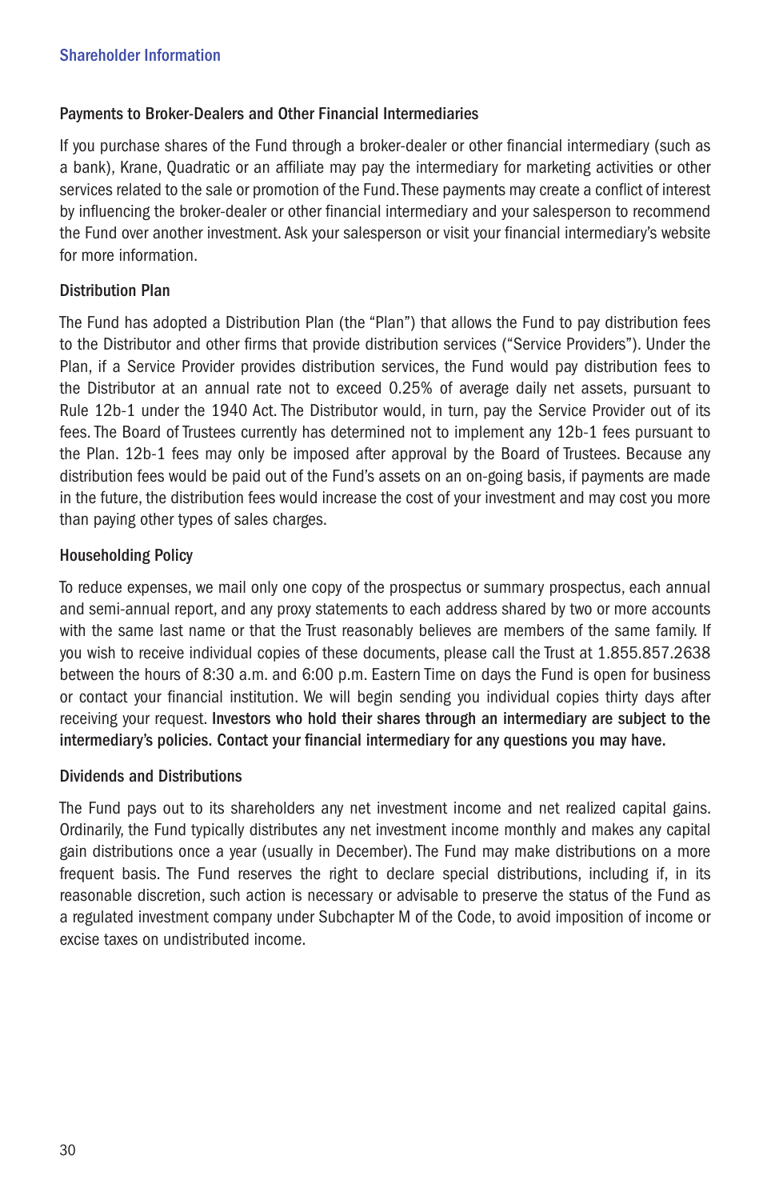## Shareholder Information

### Payments to Broker-Dealers and Other Financial Intermediaries

If you purchase shares of the Fund through a broker-dealer or other financial intermediary (such as a bank), Krane, Quadratic or an affiliate may pay the intermediary for marketing activities or other services related to the sale or promotion of the Fund. These payments may create a conflict of interest by influencing the broker-dealer or other financial intermediary and your salesperson to recommend the Fund over another investment. Ask your salesperson or visit your financial intermediary's website for more information.

### Distribution Plan

The Fund has adopted a Distribution Plan (the "Plan") that allows the Fund to pay distribution fees to the Distributor and other firms that provide distribution services ("Service Providers"). Under the Plan, if a Service Provider provides distribution services, the Fund would pay distribution fees to the Distributor at an annual rate not to exceed 0.25% of average daily net assets, pursuant to Rule 12b-1 under the 1940 Act. The Distributor would, in turn, pay the Service Provider out of its fees. The Board of Trustees currently has determined not to implement any 12b-1 fees pursuant to the Plan. 12b-1 fees may only be imposed after approval by the Board of Trustees. Because any distribution fees would be paid out of the Fund's assets on an on-going basis, if payments are made in the future, the distribution fees would increase the cost of your investment and may cost you more than paying other types of sales charges.

### Householding Policy

To reduce expenses, we mail only one copy of the prospectus or summary prospectus, each annual and semi-annual report, and any proxy statements to each address shared by two or more accounts with the same last name or that the Trust reasonably believes are members of the same family. If you wish to receive individual copies of these documents, please call the Trust at 1.855.857.2638 between the hours of 8:30 a.m. and 6:00 p.m. Eastern Time on days the Fund is open for business or contact your financial institution. We will begin sending you individual copies thirty days after receiving your request. **Investors who hold their shares through an intermediary are subject to the intermediary's policies. Contact your financial intermediary for any questions you may have.**

### Dividends and Distributions

The Fund pays out to its shareholders any net investment income and net realized capital gains. Ordinarily, the Fund typically distributes any net investment income monthly and makes any capital gain distributions once a year (usually in December). The Fund may make distributions on a more frequent basis. The Fund reserves the right to declare special distributions, including if, in its reasonable discretion, such action is necessary or advisable to preserve the status of the Fund as a regulated investment company under Subchapter M of the Code, to avoid imposition of income or excise taxes on undistributed income.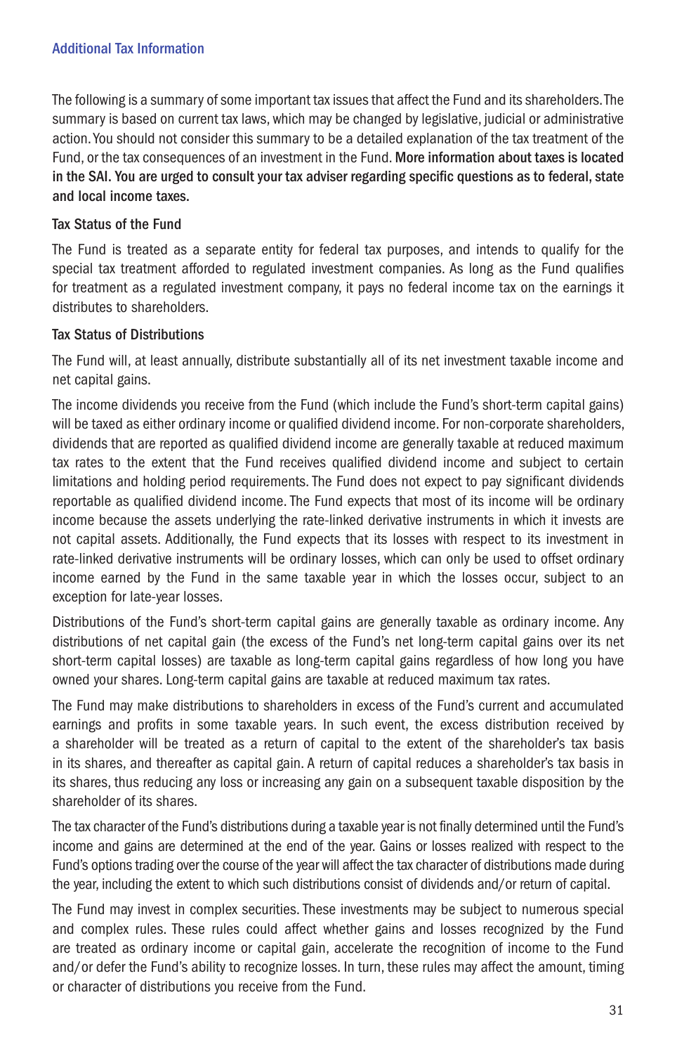## Additional Tax Information

The following is a summary of some important tax issues that affect the Fund and its shareholders. The summary is based on current tax laws, which may be changed by legislative, judicial or administrative action. You should not consider this summary to be a detailed explanation of the tax treatment of the Fund, or the tax consequences of an investment in the Fund. **More information about taxes is located in the SAI. You are urged to consult your tax adviser regarding specific questions as to federal, state and local income taxes.**

### Tax Status of the Fund

The Fund is treated as a separate entity for federal tax purposes, and intends to qualify for the special tax treatment afforded to regulated investment companies. As long as the Fund qualifies for treatment as a regulated investment company, it pays no federal income tax on the earnings it distributes to shareholders.

### Tax Status of Distributions

The Fund will, at least annually, distribute substantially all of its net investment taxable income and net capital gains.

The income dividends you receive from the Fund (which include the Fund's short-term capital gains) will be taxed as either ordinary income or qualified dividend income. For non-corporate shareholders, dividends that are reported as qualified dividend income are generally taxable at reduced maximum tax rates to the extent that the Fund receives qualified dividend income and subject to certain limitations and holding period requirements. The Fund does not expect to pay significant dividends reportable as qualified dividend income. The Fund expects that most of its income will be ordinary income because the assets underlying the rate-linked derivative instruments in which it invests are not capital assets. Additionally, the Fund expects that its losses with respect to its investment in rate-linked derivative instruments will be ordinary losses, which can only be used to offset ordinary income earned by the Fund in the same taxable year in which the losses occur, subject to an exception for late-year losses.

Distributions of the Fund's short-term capital gains are generally taxable as ordinary income. Any distributions of net capital gain (the excess of the Fund's net long-term capital gains over its net short-term capital losses) are taxable as long-term capital gains regardless of how long you have owned your shares. Long-term capital gains are taxable at reduced maximum tax rates.

The Fund may make distributions to shareholders in excess of the Fund's current and accumulated earnings and profits in some taxable years. In such event, the excess distribution received by a shareholder will be treated as a return of capital to the extent of the shareholder's tax basis in its shares, and thereafter as capital gain. A return of capital reduces a shareholder's tax basis in its shares, thus reducing any loss or increasing any gain on a subsequent taxable disposition by the shareholder of its shares.

The tax character of the Fund's distributions during a taxable year is not finally determined until the Fund's income and gains are determined at the end of the year. Gains or losses realized with respect to the Fund's options trading over the course of the year will affect the tax character of distributions made during the year, including the extent to which such distributions consist of dividends and/or return of capital.

The Fund may invest in complex securities. These investments may be subject to numerous special and complex rules. These rules could affect whether gains and losses recognized by the Fund are treated as ordinary income or capital gain, accelerate the recognition of income to the Fund and/or defer the Fund's ability to recognize losses. In turn, these rules may affect the amount, timing or character of distributions you receive from the Fund.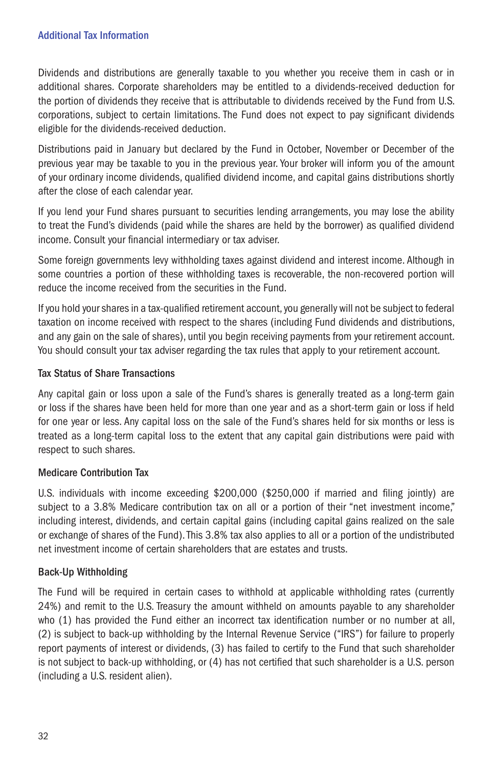## Additional Tax Information

Dividends and distributions are generally taxable to you whether you receive them in cash or in additional shares. Corporate shareholders may be entitled to a dividends-received deduction for the portion of dividends they receive that is attributable to dividends received by the Fund from U.S. corporations, subject to certain limitations. The Fund does not expect to pay significant dividends eligible for the dividends-received deduction.

Distributions paid in January but declared by the Fund in October, November or December of the previous year may be taxable to you in the previous year. Your broker will inform you of the amount of your ordinary income dividends, qualified dividend income, and capital gains distributions shortly after the close of each calendar year.

If you lend your Fund shares pursuant to securities lending arrangements, you may lose the ability to treat the Fund's dividends (paid while the shares are held by the borrower) as qualified dividend income. Consult your financial intermediary or tax adviser.

Some foreign governments levy withholding taxes against dividend and interest income. Although in some countries a portion of these withholding taxes is recoverable, the non-recovered portion will reduce the income received from the securities in the Fund.

If you hold your shares in a tax-qualified retirement account, you generally will not be subject to federal taxation on income received with respect to the shares (including Fund dividends and distributions, and any gain on the sale of shares), until you begin receiving payments from your retirement account. You should consult your tax adviser regarding the tax rules that apply to your retirement account.

### Tax Status of Share Transactions

Any capital gain or loss upon a sale of the Fund's shares is generally treated as a long-term gain or loss if the shares have been held for more than one year and as a short-term gain or loss if held for one year or less. Any capital loss on the sale of the Fund's shares held for six months or less is treated as a long-term capital loss to the extent that any capital gain distributions were paid with respect to such shares.

### Medicare Contribution Tax

U.S. individuals with income exceeding $200,000 ($250,000 if married and filing jointly) are subject to a 3.8% Medicare contribution tax on all or a portion of their "net investment income," including interest, dividends, and certain capital gains (including capital gains realized on the sale or exchange of shares of the Fund). This 3.8% tax also applies to all or a portion of the undistributed net investment income of certain shareholders that are estates and trusts.

### Back-Up Withholding

The Fund will be required in certain cases to withhold at applicable withholding rates (currently 24%) and remit to the U.S. Treasury the amount withheld on amounts payable to any shareholder who (1) has provided the Fund either an incorrect tax identification number or no number at all, (2) is subject to back-up withholding by the Internal Revenue Service ("IRS") for failure to properly report payments of interest or dividends, (3) has failed to certify to the Fund that such shareholder is not subject to back-up withholding, or (4) has not certified that such shareholder is a U.S. person (including a U.S. resident alien).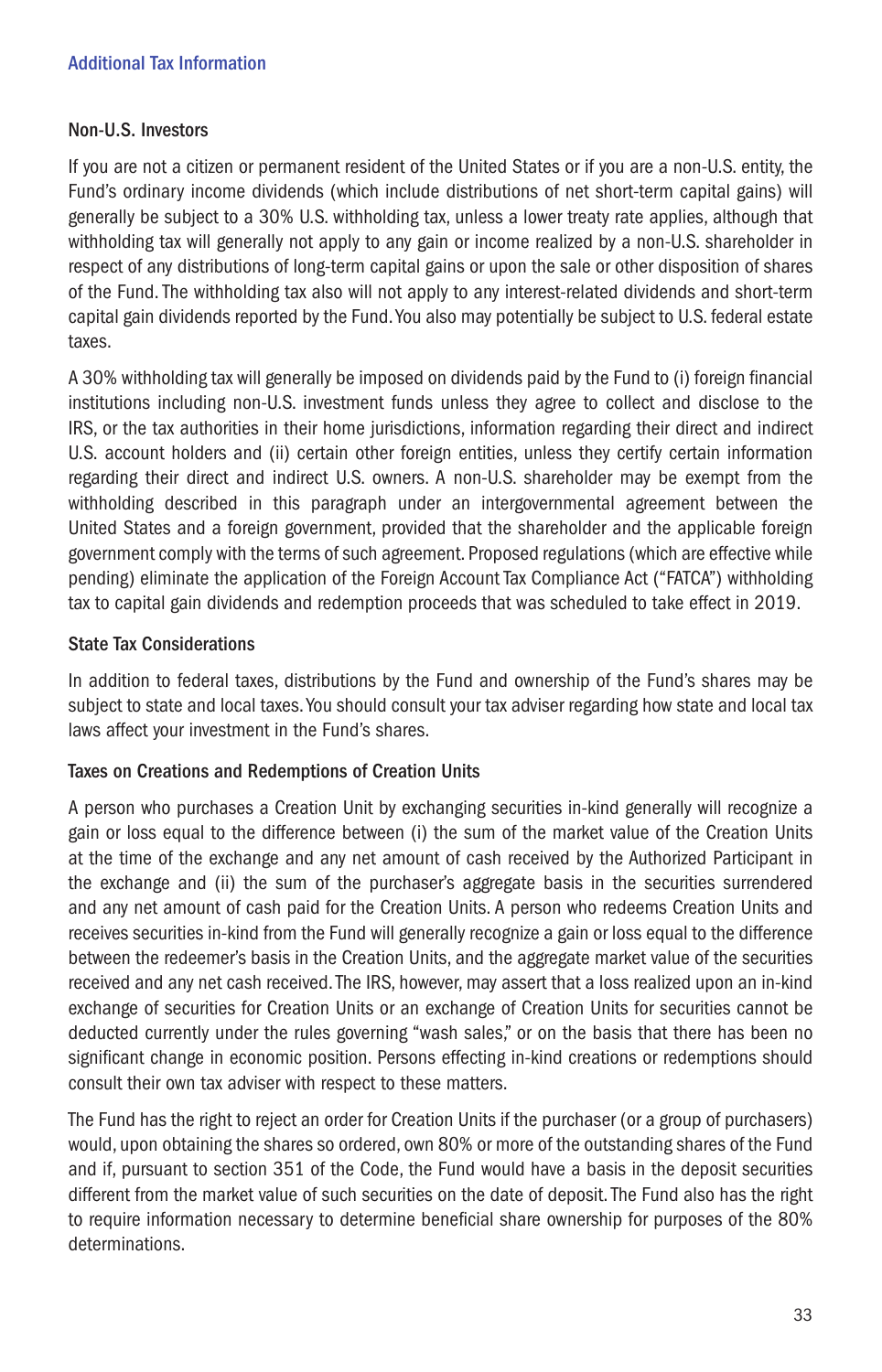## Additional Tax Information

### Non-U.S. Investors

If you are not a citizen or permanent resident of the United States or if you are a non-U.S. entity, the Fund's ordinary income dividends (which include distributions of net short-term capital gains) will generally be subject to a 30% U.S. withholding tax, unless a lower treaty rate applies, although that withholding tax will generally not apply to any gain or income realized by a non-U.S. shareholder in respect of any distributions of long-term capital gains or upon the sale or other disposition of shares of the Fund. The withholding tax also will not apply to any interest-related dividends and short-term capital gain dividends reported by the Fund. You also may potentially be subject to U.S. federal estate taxes.

A 30% withholding tax will generally be imposed on dividends paid by the Fund to (i) foreign financial institutions including non-U.S. investment funds unless they agree to collect and disclose to the IRS, or the tax authorities in their home jurisdictions, information regarding their direct and indirect U.S. account holders and (ii) certain other foreign entities, unless they certify certain information regarding their direct and indirect U.S. owners. A non-U.S. shareholder may be exempt from the withholding described in this paragraph under an intergovernmental agreement between the United States and a foreign government, provided that the shareholder and the applicable foreign government comply with the terms of such agreement. Proposed regulations (which are effective while pending) eliminate the application of the Foreign Account Tax Compliance Act ("FATCA") withholding tax to capital gain dividends and redemption proceeds that was scheduled to take effect in 2019.

### State Tax Considerations

In addition to federal taxes, distributions by the Fund and ownership of the Fund's shares may be subject to state and local taxes. You should consult your tax adviser regarding how state and local tax laws affect your investment in the Fund's shares.

### Taxes on Creations and Redemptions of Creation Units

A person who purchases a Creation Unit by exchanging securities in-kind generally will recognize a gain or loss equal to the difference between (i) the sum of the market value of the Creation Units at the time of the exchange and any net amount of cash received by the Authorized Participant in the exchange and (ii) the sum of the purchaser's aggregate basis in the securities surrendered and any net amount of cash paid for the Creation Units. A person who redeems Creation Units and receives securities in-kind from the Fund will generally recognize a gain or loss equal to the difference between the redeemer's basis in the Creation Units, and the aggregate market value of the securities received and any net cash received. The IRS, however, may assert that a loss realized upon an in-kind exchange of securities for Creation Units or an exchange of Creation Units for securities cannot be deducted currently under the rules governing "wash sales," or on the basis that there has been no significant change in economic position. Persons effecting in-kind creations or redemptions should consult their own tax adviser with respect to these matters.

The Fund has the right to reject an order for Creation Units if the purchaser (or a group of purchasers) would, upon obtaining the shares so ordered, own 80% or more of the outstanding shares of the Fund and if, pursuant to section 351 of the Code, the Fund would have a basis in the deposit securities different from the market value of such securities on the date of deposit. The Fund also has the right to require information necessary to determine beneficial share ownership for purposes of the 80% determinations.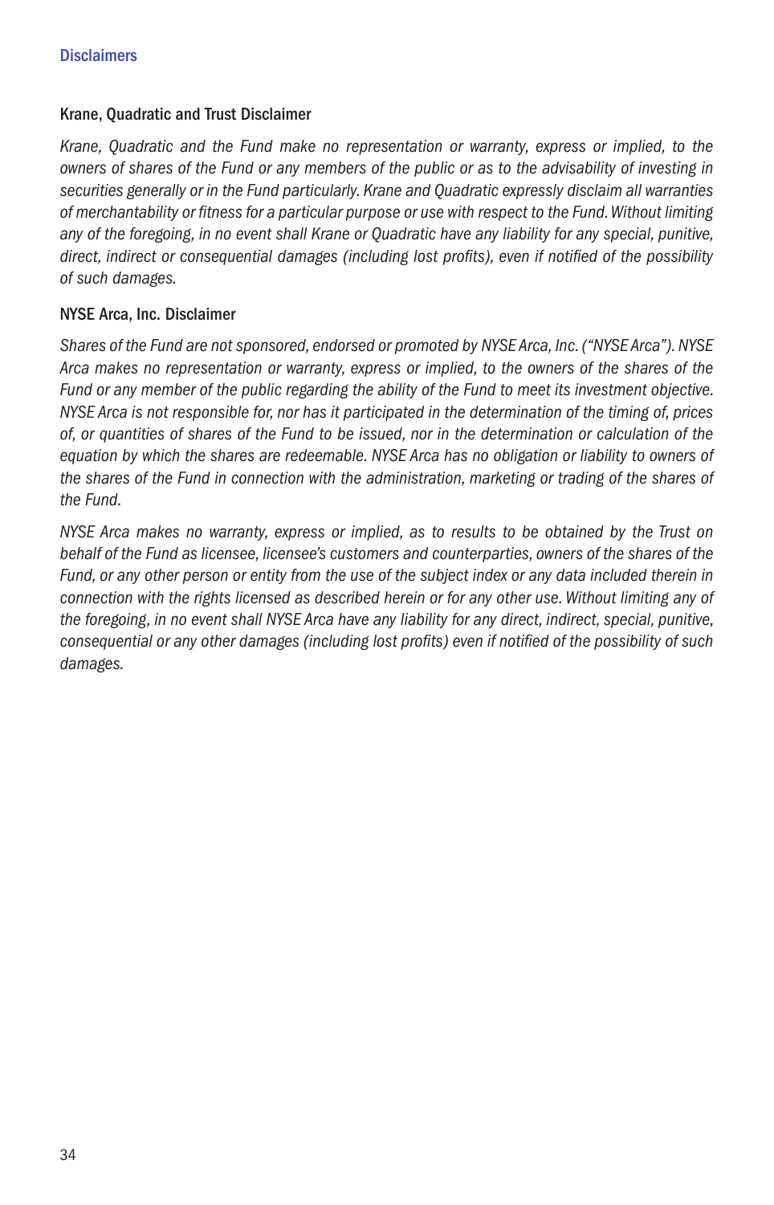## Disclaimers

### Krane, Quadratic and Trust Disclaimer

*Krane, Quadratic and the Fund make no representation or warranty, express or implied, to the owners of shares of the Fund or any members of the public or as to the advisability of investing in securities generally or in the Fund particularly. Krane and Quadratic expressly disclaim all warranties of merchantability or fitness for a particular purpose or use with respect to the Fund. Without limiting any of the foregoing, in no event shall Krane or Quadratic have any liability for any special, punitive, direct, indirect or consequential damages (including lost profits), even if notified of the possibility of such damages.*

### NYSE Arca, Inc. Disclaimer

*Shares of the Fund are not sponsored, endorsed or promoted by NYSE Arca, Inc. ("NYSE Arca"). NYSE Arca makes no representation or warranty, express or implied, to the owners of the shares of the Fund or any member of the public regarding the ability of the Fund to meet its investment objective. NYSE Arca is not responsible for, nor has it participated in the determination of the timing of, prices of, or quantities of shares of the Fund to be issued, nor in the determination or calculation of the equation by which the shares are redeemable. NYSE Arca has no obligation or liability to owners of the shares of the Fund in connection with the administration, marketing or trading of the shares of the Fund.*

*NYSE Arca makes no warranty, express or implied, as to results to be obtained by the Trust on behalf of the Fund as licensee, licensee's customers and counterparties, owners of the shares of the Fund, or any other person or entity from the use of the subject index or any data included therein in connection with the rights licensed as described herein or for any other use. Without limiting any of the foregoing, in no event shall NYSE Arca have any liability for any direct, indirect, special, punitive, consequential or any other damages (including lost profits) even if notified of the possibility of such damages.*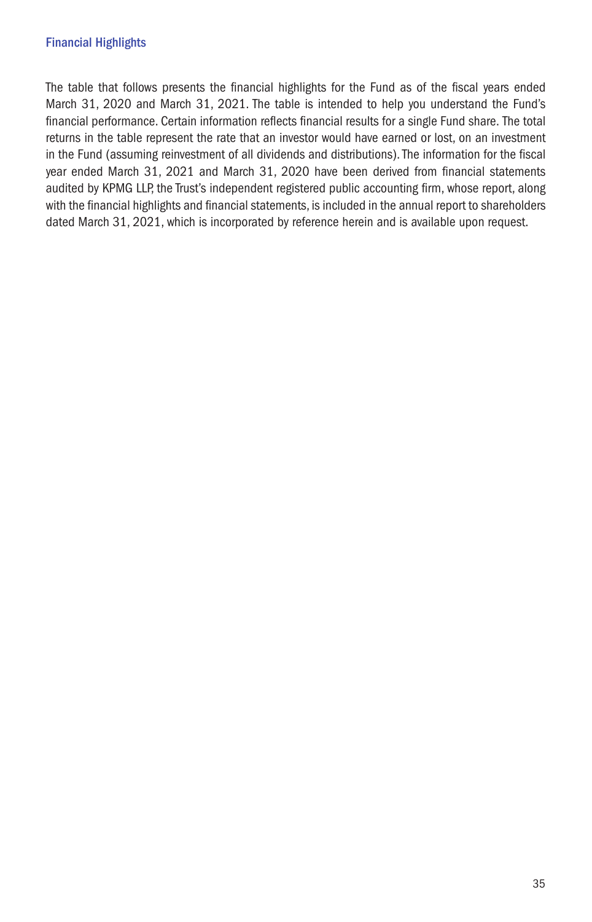## Financial Highlights

The table that follows presents the financial highlights for the Fund as of the fiscal years ended March 31, 2020 and March 31, 2021. The table is intended to help you understand the Fund's financial performance. Certain information reflects financial results for a single Fund share. The total returns in the table represent the rate that an investor would have earned or lost, on an investment in the Fund (assuming reinvestment of all dividends and distributions). The information for the fiscal year ended March 31, 2021 and March 31, 2020 have been derived from financial statements audited by KPMG LLP, the Trust's independent registered public accounting firm, whose report, along with the financial highlights and financial statements, is included in the annual report to shareholders dated March 31, 2021, which is incorporated by reference herein and is available upon request.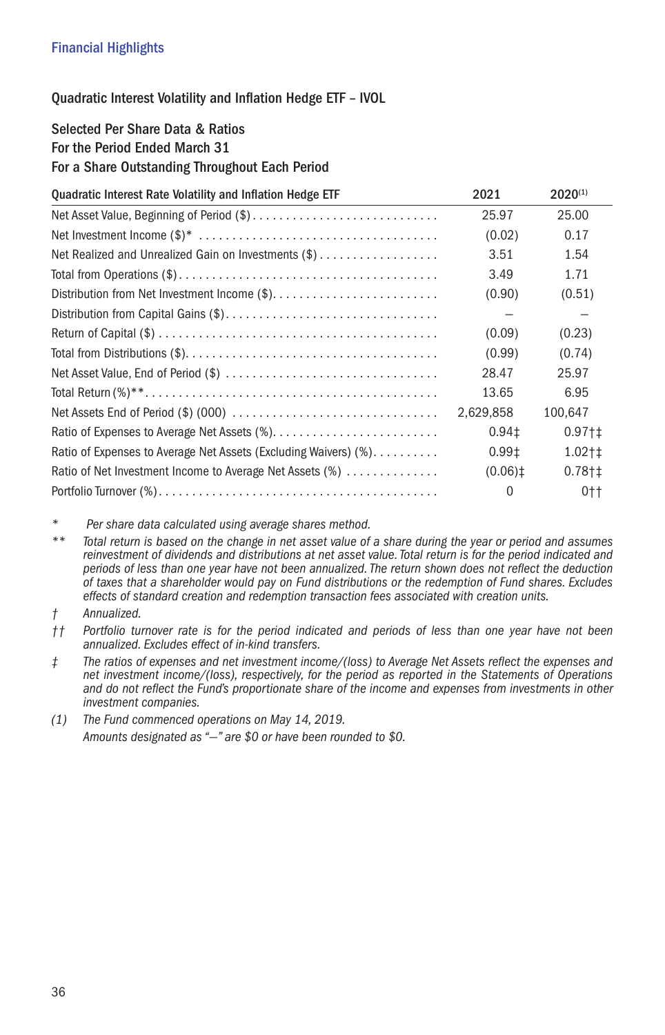## Financial Highlights

### Quadratic Interest Volatility and Inflation Hedge ETF – IVOL

Selected Per Share Data & Ratios
For the Period Ended March 31
For a Share Outstanding Throughout Each Period

| Quadratic Interest Rate Volatility and Inflation Hedge ETF | 2021 | 2020(1) |
|---|---|---|
| Net Asset Value, Beginning of Period ($) | 25.97 | 25.00 |
| Net Investment Income ($)* | (0.02) | 0.17 |
| Net Realized and Unrealized Gain on Investments ($) | 3.51 | 1.54 |
| Total from Operations ($) | 3.49 | 1.71 |
| Distribution from Net Investment Income ($) | (0.90) | (0.51) |
| Distribution from Capital Gains ($) | – | – |
| Return of Capital ($) | (0.09) | (0.23) |
| Total from Distributions ($) | (0.99) | (0.74) |
| Net Asset Value, End of Period ($) | 28.47 | 25.97 |
| Total Return (%)** | 13.65 | 6.95 |
| Net Assets End of Period ($) (000) | 2,629,858 | 100,647 |
| Ratio of Expenses to Average Net Assets (%) | 0.94‡ | 0.97†‡ |
| Ratio of Expenses to Average Net Assets (Excluding Waivers) (%) | 0.99‡ | 1.02†‡ |
| Ratio of Net Investment Income to Average Net Assets (%) | (0.06)‡ | 0.78†‡ |
| Portfolio Turnover (%) | 0 | 0†† |

\* *Per share data calculated using average shares method.*

\*\* *Total return is based on the change in net asset value of a share during the year or period and assumes reinvestment of dividends and distributions at net asset value. Total return is for the period indicated and periods of less than one year have not been annualized. The return shown does not reflect the deduction of taxes that a shareholder would pay on Fund distributions or the redemption of Fund shares. Excludes effects of standard creation and redemption transaction fees associated with creation units.*

† *Annualized.*

†† *Portfolio turnover rate is for the period indicated and periods of less than one year have not been annualized. Excludes effect of in-kind transfers.*

‡ *The ratios of expenses and net investment income/(loss) to Average Net Assets reflect the expenses and net investment income/(loss), respectively, for the period as reported in the Statements of Operations and do not reflect the Fund's proportionate share of the income and expenses from investments in other investment companies.*

(1) *The Fund commenced operations on May 14, 2019.*

*Amounts designated as "—" are $0 or have been rounded to $0.*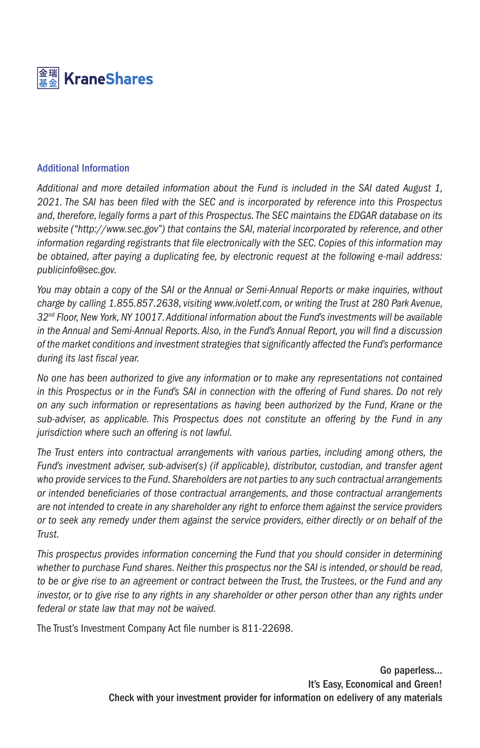金瑞基金 **KraneShares**

## Additional Information

*Additional and more detailed information about the Fund is included in the SAI dated August 1, 2021. The SAI has been filed with the SEC and is incorporated by reference into this Prospectus and, therefore, legally forms a part of this Prospectus. The SEC maintains the EDGAR database on its website ("http://www.sec.gov") that contains the SAI, material incorporated by reference, and other information regarding registrants that file electronically with the SEC. Copies of this information may be obtained, after paying a duplicating fee, by electronic request at the following e-mail address: publicinfo@sec.gov.*

*You may obtain a copy of the SAI or the Annual or Semi-Annual Reports or make inquiries, without charge by calling 1.855.857.2638, visiting www.ivoletf.com, or writing the Trust at 280 Park Avenue, 32nd Floor, New York, NY 10017. Additional information about the Fund's investments will be available in the Annual and Semi-Annual Reports. Also, in the Fund's Annual Report, you will find a discussion of the market conditions and investment strategies that significantly affected the Fund's performance during its last fiscal year.*

*No one has been authorized to give any information or to make any representations not contained in this Prospectus or in the Fund's SAI in connection with the offering of Fund shares. Do not rely on any such information or representations as having been authorized by the Fund, Krane or the sub-adviser, as applicable. This Prospectus does not constitute an offering by the Fund in any jurisdiction where such an offering is not lawful.*

*The Trust enters into contractual arrangements with various parties, including among others, the Fund's investment adviser, sub-adviser(s) (if applicable), distributor, custodian, and transfer agent who provide services to the Fund. Shareholders are not parties to any such contractual arrangements or intended beneficiaries of those contractual arrangements, and those contractual arrangements are not intended to create in any shareholder any right to enforce them against the service providers or to seek any remedy under them against the service providers, either directly or on behalf of the Trust.*

*This prospectus provides information concerning the Fund that you should consider in determining whether to purchase Fund shares. Neither this prospectus nor the SAI is intended, or should be read, to be or give rise to an agreement or contract between the Trust, the Trustees, or the Fund and any investor, or to give rise to any rights in any shareholder or other person other than any rights under federal or state law that may not be waived.*

The Trust's Investment Company Act file number is 811-22698.

Go paperless...
It's Easy, Economical and Green!
Check with your investment provider for information on edelivery of any materials